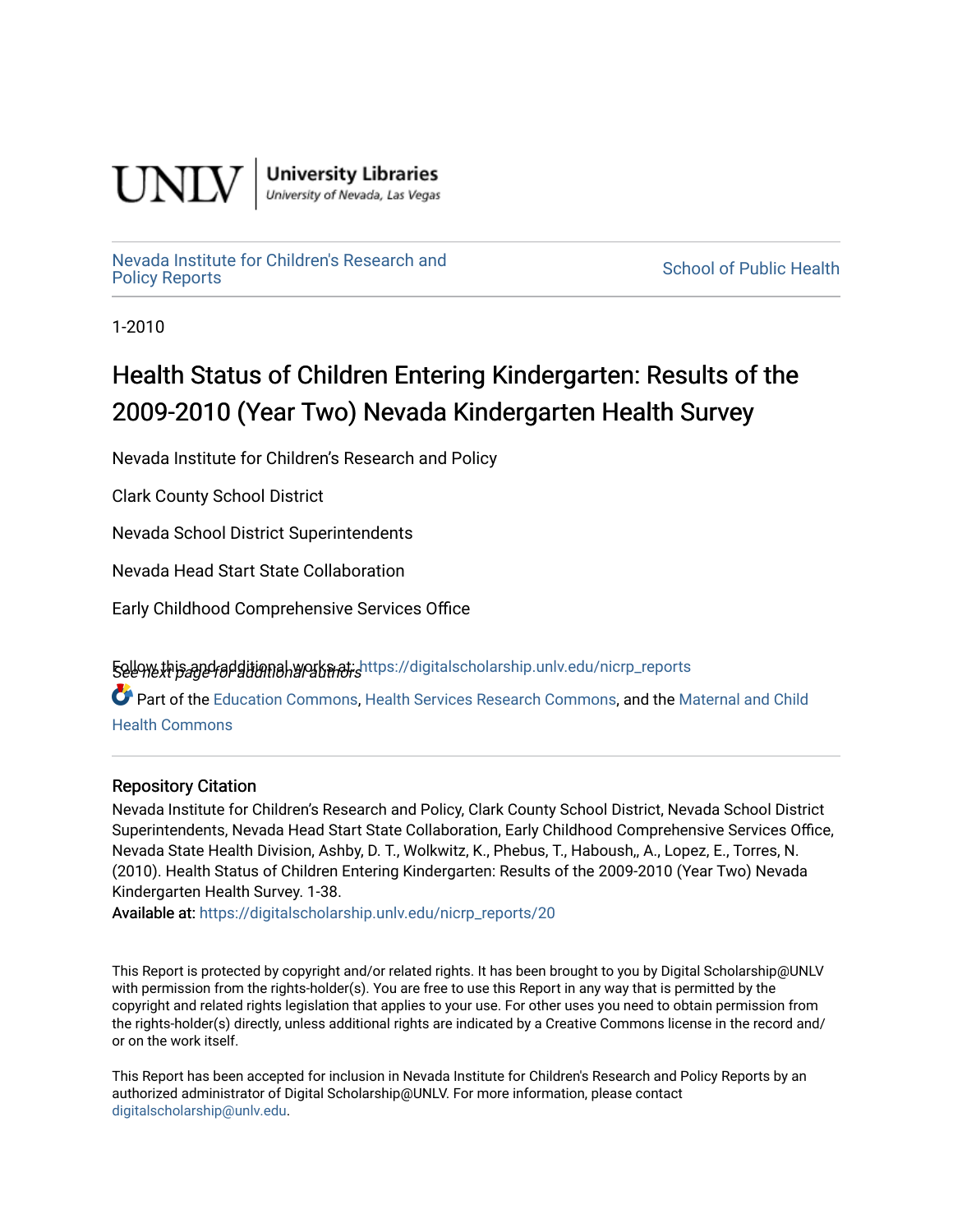UNLV | University Libraries
University of Nevada, Las Vegas

Nevada Institute for Children's Research and Policy Reports

School of Public Health

1-2010

# Health Status of Children Entering Kindergarten: Results of the 2009-2010 (Year Two) Nevada Kindergarten Health Survey

Nevada Institute for Children's Research and Policy

Clark County School District

Nevada School District Superintendents

Nevada Head Start State Collaboration

Early Childhood Comprehensive Services Office

*See next page for additional authors*

Follow this and additional works at: https://digitalscholarship.unlv.edu/nicrp_reports

Part of the Education Commons, Health Services Research Commons, and the Maternal and Child Health Commons

### Repository Citation

Nevada Institute for Children's Research and Policy, Clark County School District, Nevada School District Superintendents, Nevada Head Start State Collaboration, Early Childhood Comprehensive Services Office, Nevada State Health Division, Ashby, D. T., Wolkwitz, K., Phebus, T., Haboush,, A., Lopez, E., Torres, N. (2010). Health Status of Children Entering Kindergarten: Results of the 2009-2010 (Year Two) Nevada Kindergarten Health Survey. 1-38.

Available at: https://digitalscholarship.unlv.edu/nicrp_reports/20

This Report is protected by copyright and/or related rights. It has been brought to you by Digital Scholarship@UNLV with permission from the rights-holder(s). You are free to use this Report in any way that is permitted by the copyright and related rights legislation that applies to your use. For other uses you need to obtain permission from the rights-holder(s) directly, unless additional rights are indicated by a Creative Commons license in the record and/or on the work itself.

This Report has been accepted for inclusion in Nevada Institute for Children's Research and Policy Reports by an authorized administrator of Digital Scholarship@UNLV. For more information, please contact digitalscholarship@unlv.edu.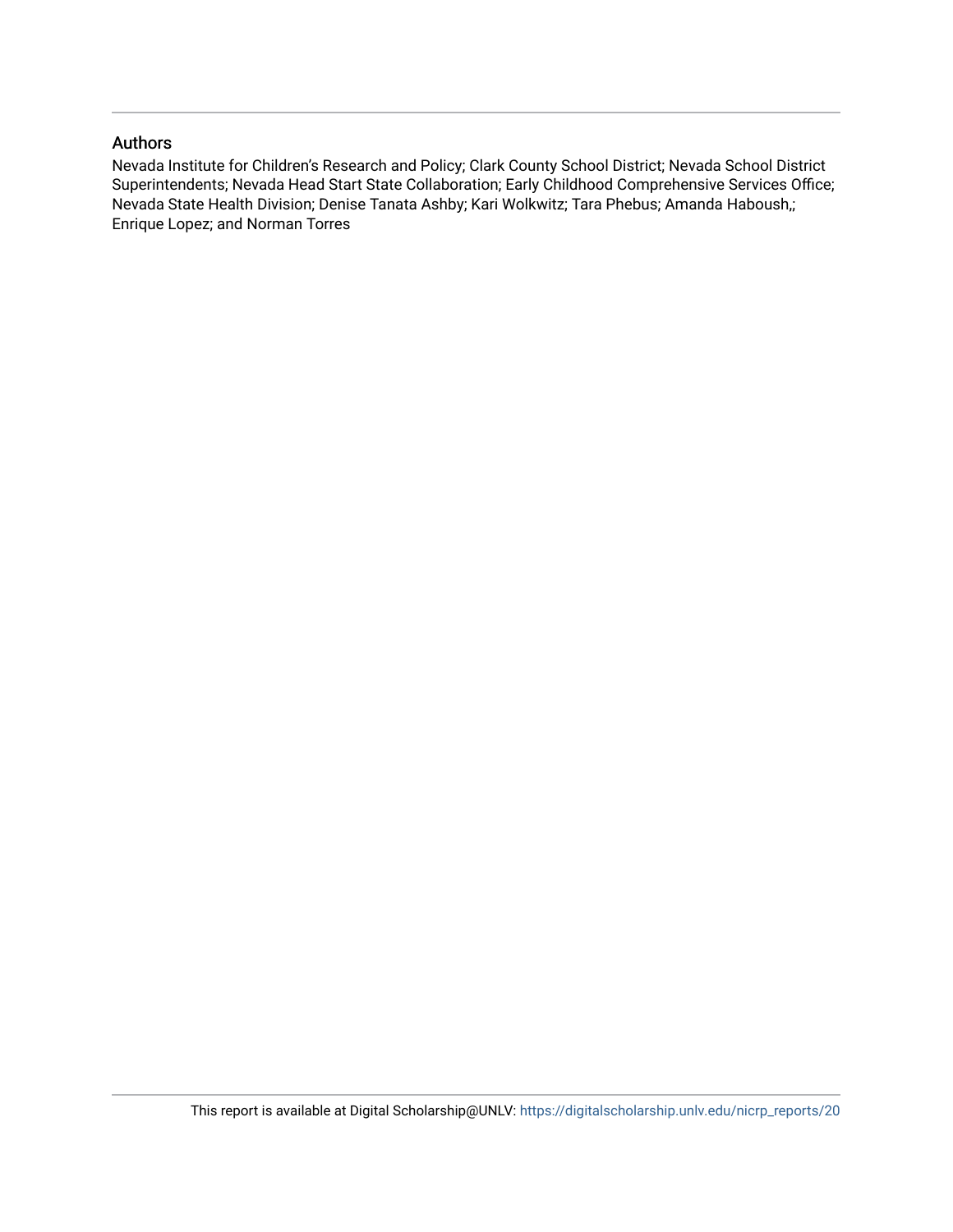## Authors

Nevada Institute for Children's Research and Policy; Clark County School District; Nevada School District Superintendents; Nevada Head Start State Collaboration; Early Childhood Comprehensive Services Office; Nevada State Health Division; Denise Tanata Ashby; Kari Wolkwitz; Tara Phebus; Amanda Haboush,; Enrique Lopez; and Norman Torres

This report is available at Digital Scholarship@UNLV: https://digitalscholarship.unlv.edu/nicrp_reports/20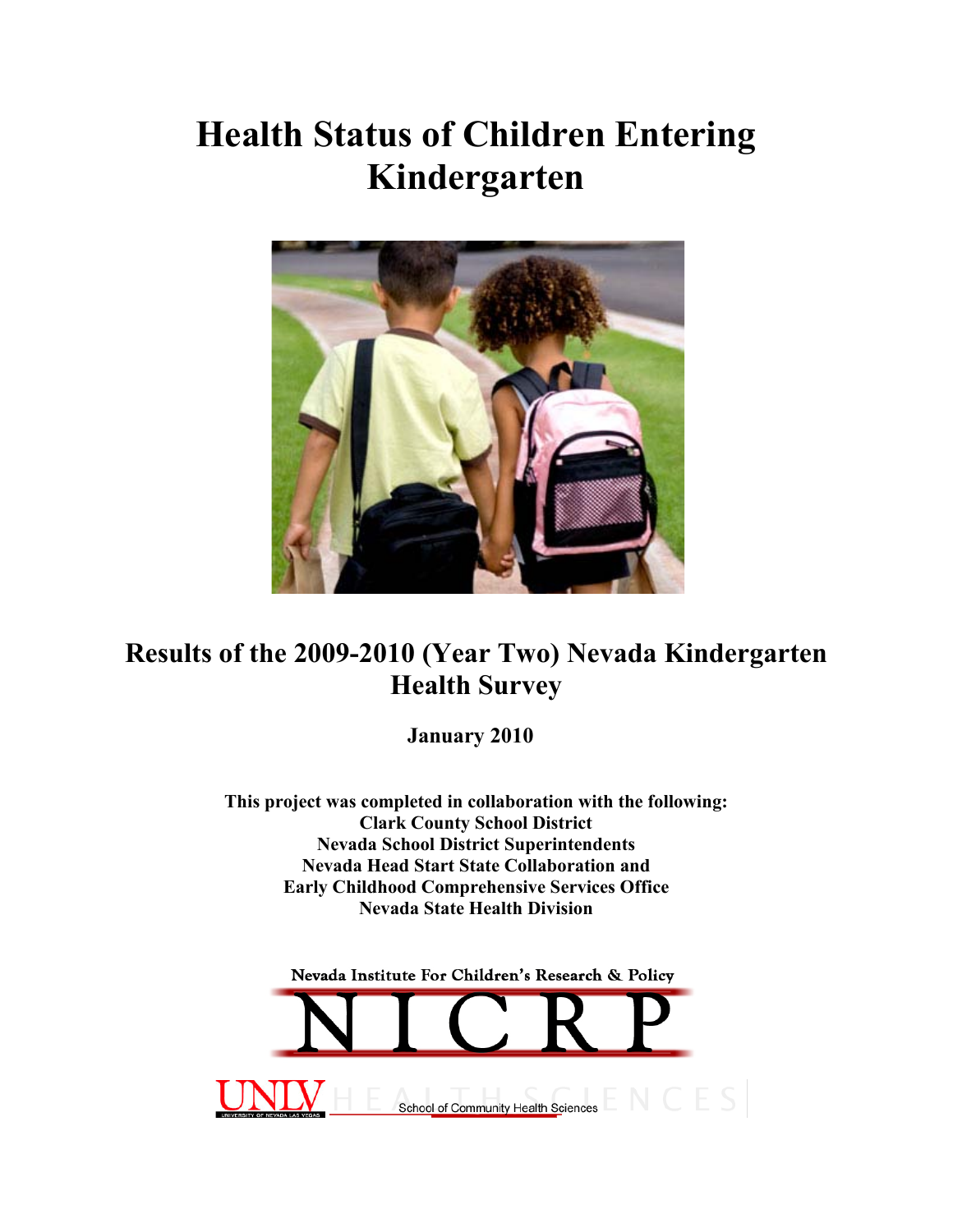# Health Status of Children Entering Kindergarten

## Results of the 2009-2010 (Year Two) Nevada Kindergarten Health Survey

**January 2010**

**This project was completed in collaboration with the following:**
**Clark County School District**
**Nevada School District Superintendents**
**Nevada Head Start State Collaboration and Early Childhood Comprehensive Services Office**
**Nevada State Health Division**

Nevada Institute For Children's Research & Policy

NICRP

UNLV HEALTH SCIENCES School of Community Health Sciences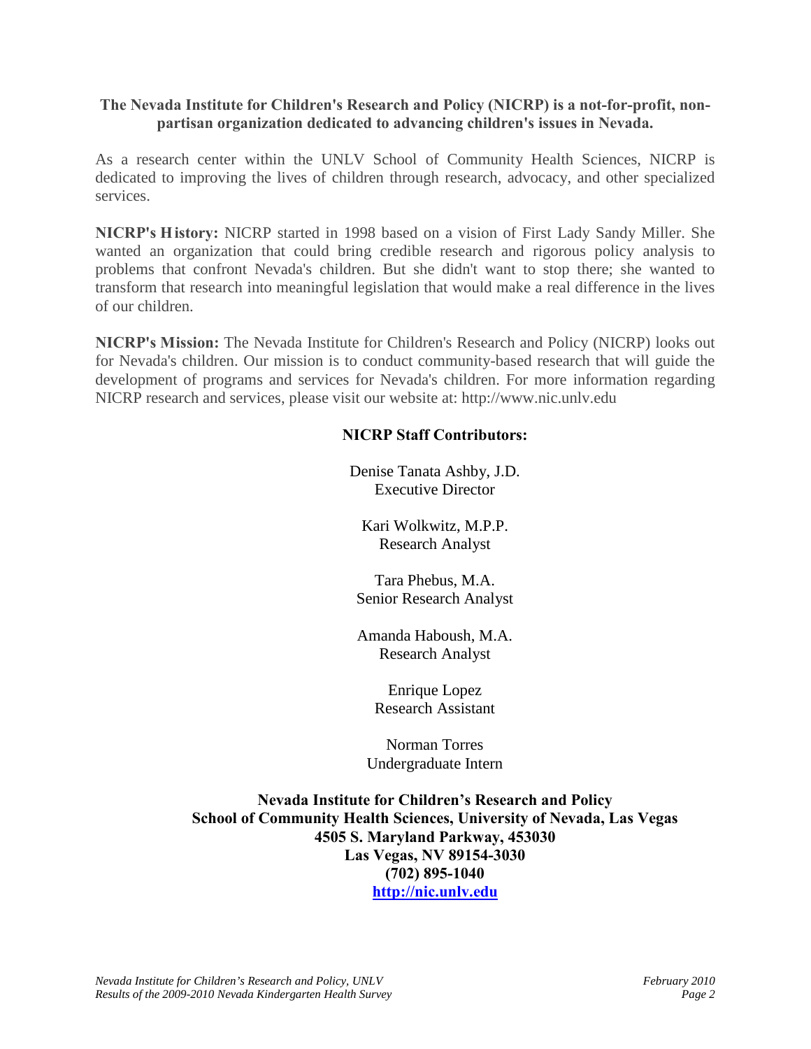**The Nevada Institute for Children's Research and Policy (NICRP) is a not-for-profit, non-partisan organization dedicated to advancing children's issues in Nevada.**

As a research center within the UNLV School of Community Health Sciences, NICRP is dedicated to improving the lives of children through research, advocacy, and other specialized services.

**NICRP's History:** NICRP started in 1998 based on a vision of First Lady Sandy Miller. She wanted an organization that could bring credible research and rigorous policy analysis to problems that confront Nevada's children. But she didn't want to stop there; she wanted to transform that research into meaningful legislation that would make a real difference in the lives of our children.

**NICRP's Mission:** The Nevada Institute for Children's Research and Policy (NICRP) looks out for Nevada's children. Our mission is to conduct community-based research that will guide the development of programs and services for Nevada's children. For more information regarding NICRP research and services, please visit our website at: http://www.nic.unlv.edu

**NICRP Staff Contributors:**

Denise Tanata Ashby, J.D.
Executive Director

Kari Wolkwitz, M.P.P.
Research Analyst

Tara Phebus, M.A.
Senior Research Analyst

Amanda Haboush, M.A.
Research Analyst

Enrique Lopez
Research Assistant

Norman Torres
Undergraduate Intern

**Nevada Institute for Children's Research and Policy**
**School of Community Health Sciences, University of Nevada, Las Vegas**
**4505 S. Maryland Parkway, 453030**
**Las Vegas, NV 89154-3030**
**(702) 895-1040**
**http://nic.unlv.edu**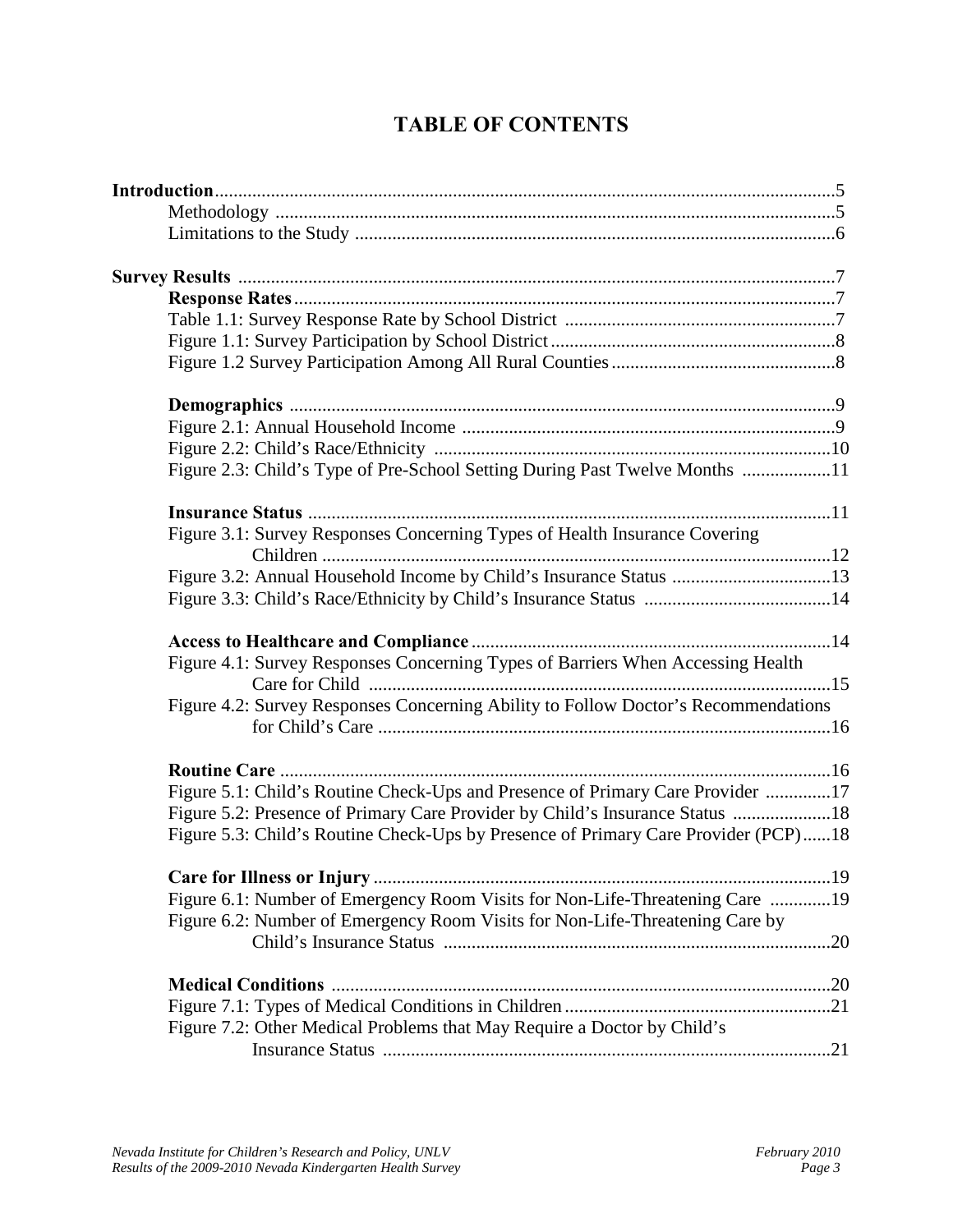# TABLE OF CONTENTS

**Introduction**.....5
- Methodology .....5
- Limitations to the Study .....6

**Survey Results** .....7

**Response Rates**.....7
- Table 1.1: Survey Response Rate by School District .....7
- Figure 1.1: Survey Participation by School District.....8
- Figure 1.2 Survey Participation Among All Rural Counties.....8

**Demographics** .....9
- Figure 2.1: Annual Household Income .....9
- Figure 2.2: Child's Race/Ethnicity .....10
- Figure 2.3: Child's Type of Pre-School Setting During Past Twelve Months .....11

**Insurance Status** .....11
- Figure 3.1: Survey Responses Concerning Types of Health Insurance Covering Children .....12
- Figure 3.2: Annual Household Income by Child's Insurance Status .....13
- Figure 3.3: Child's Race/Ethnicity by Child's Insurance Status .....14

**Access to Healthcare and Compliance**.....14
- Figure 4.1: Survey Responses Concerning Types of Barriers When Accessing Health Care for Child .....15
- Figure 4.2: Survey Responses Concerning Ability to Follow Doctor's Recommendations for Child's Care .....16

**Routine Care** .....16
- Figure 5.1: Child's Routine Check-Ups and Presence of Primary Care Provider .....17
- Figure 5.2: Presence of Primary Care Provider by Child's Insurance Status .....18
- Figure 5.3: Child's Routine Check-Ups by Presence of Primary Care Provider (PCP).....18

**Care for Illness or Injury**.....19
- Figure 6.1: Number of Emergency Room Visits for Non-Life-Threatening Care .....19
- Figure 6.2: Number of Emergency Room Visits for Non-Life-Threatening Care by Child's Insurance Status .....20

**Medical Conditions** .....20
- Figure 7.1: Types of Medical Conditions in Children.....21
- Figure 7.2: Other Medical Problems that May Require a Doctor by Child's Insurance Status .....21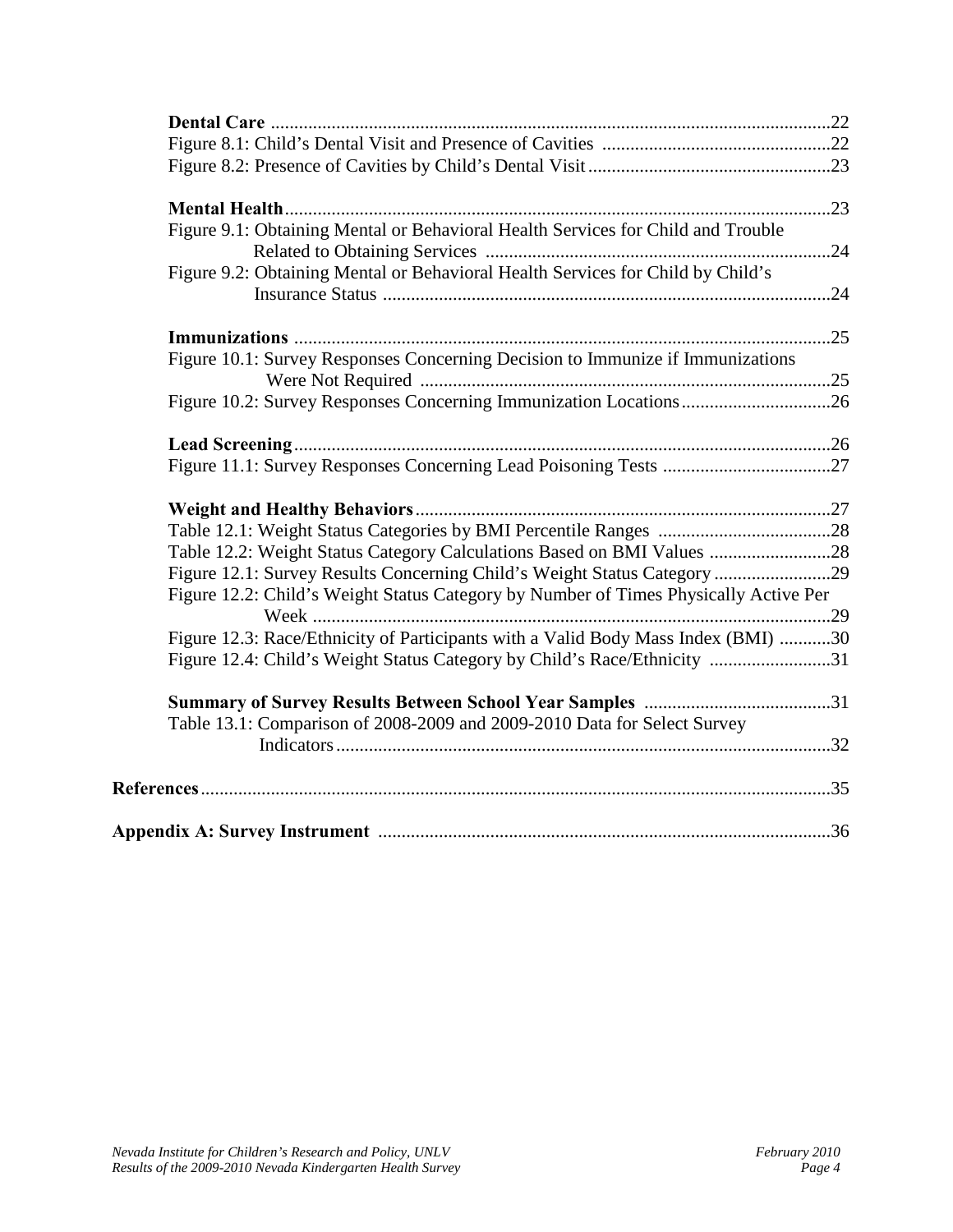**Dental Care** .......................................................................................................................22

Figure 8.1: Child's Dental Visit and Presence of Cavities .................................................22

Figure 8.2: Presence of Cavities by Child's Dental Visit....................................................23

**Mental Health**....................................................................................................................23

Figure 9.1: Obtaining Mental or Behavioral Health Services for Child and Trouble Related to Obtaining Services ..........................................................................24

Figure 9.2: Obtaining Mental or Behavioral Health Services for Child by Child's Insurance Status ................................................................................................24

**Immunizations** ..................................................................................................................25

Figure 10.1: Survey Responses Concerning Decision to Immunize if Immunizations Were Not Required ........................................................................................25

Figure 10.2: Survey Responses Concerning Immunization Locations................................26

**Lead Screening**..................................................................................................................26

Figure 11.1: Survey Responses Concerning Lead Poisoning Tests ....................................27

**Weight and Healthy Behaviors**........................................................................................27

Table 12.1: Weight Status Categories by BMI Percentile Ranges .....................................28

Table 12.2: Weight Status Category Calculations Based on BMI Values ..........................28

Figure 12.1: Survey Results Concerning Child's Weight Status Category.........................29

Figure 12.2: Child's Weight Status Category by Number of Times Physically Active Per Week ...............................................................................................................29

Figure 12.3: Race/Ethnicity of Participants with a Valid Body Mass Index (BMI) ...........30

Figure 12.4: Child's Weight Status Category by Child's Race/Ethnicity ..........................31

**Summary of Survey Results Between School Year Samples** ........................................31

Table 13.1: Comparison of 2008-2009 and 2009-2010 Data for Select Survey Indicators.........................................................................................................32

**References**.......................................................................................................................35

**Appendix A: Survey Instrument** .................................................................................36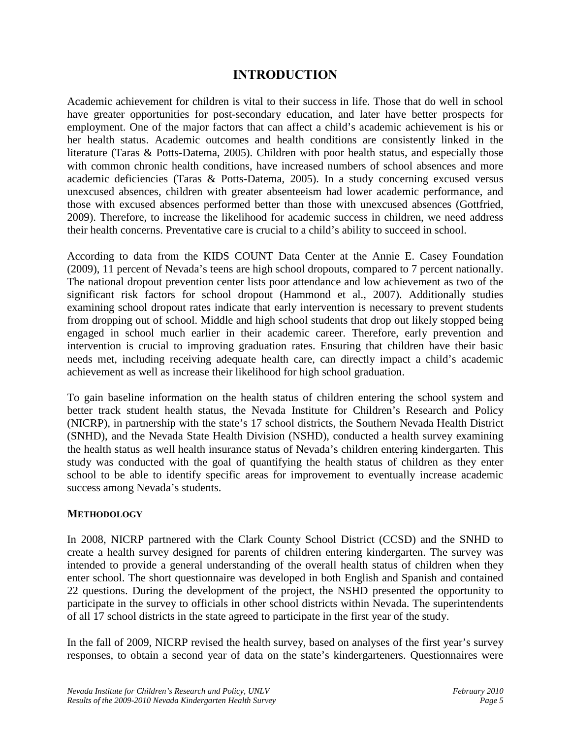# INTRODUCTION

Academic achievement for children is vital to their success in life. Those that do well in school have greater opportunities for post-secondary education, and later have better prospects for employment. One of the major factors that can affect a child's academic achievement is his or her health status. Academic outcomes and health conditions are consistently linked in the literature (Taras & Potts-Datema, 2005). Children with poor health status, and especially those with common chronic health conditions, have increased numbers of school absences and more academic deficiencies (Taras & Potts-Datema, 2005). In a study concerning excused versus unexcused absences, children with greater absenteeism had lower academic performance, and those with excused absences performed better than those with unexcused absences (Gottfried, 2009). Therefore, to increase the likelihood for academic success in children, we need address their health concerns. Preventative care is crucial to a child's ability to succeed in school.

According to data from the KIDS COUNT Data Center at the Annie E. Casey Foundation (2009), 11 percent of Nevada's teens are high school dropouts, compared to 7 percent nationally. The national dropout prevention center lists poor attendance and low achievement as two of the significant risk factors for school dropout (Hammond et al., 2007). Additionally studies examining school dropout rates indicate that early intervention is necessary to prevent students from dropping out of school. Middle and high school students that drop out likely stopped being engaged in school much earlier in their academic career. Therefore, early prevention and intervention is crucial to improving graduation rates. Ensuring that children have their basic needs met, including receiving adequate health care, can directly impact a child's academic achievement as well as increase their likelihood for high school graduation.

To gain baseline information on the health status of children entering the school system and better track student health status, the Nevada Institute for Children's Research and Policy (NICRP), in partnership with the state's 17 school districts, the Southern Nevada Health District (SNHD), and the Nevada State Health Division (NSHD), conducted a health survey examining the health status as well health insurance status of Nevada's children entering kindergarten. This study was conducted with the goal of quantifying the health status of children as they enter school to be able to identify specific areas for improvement to eventually increase academic success among Nevada's students.

## METHODOLOGY

In 2008, NICRP partnered with the Clark County School District (CCSD) and the SNHD to create a health survey designed for parents of children entering kindergarten. The survey was intended to provide a general understanding of the overall health status of children when they enter school. The short questionnaire was developed in both English and Spanish and contained 22 questions. During the development of the project, the NSHD presented the opportunity to participate in the survey to officials in other school districts within Nevada. The superintendents of all 17 school districts in the state agreed to participate in the first year of the study.

In the fall of 2009, NICRP revised the health survey, based on analyses of the first year's survey responses, to obtain a second year of data on the state's kindergarteners. Questionnaires were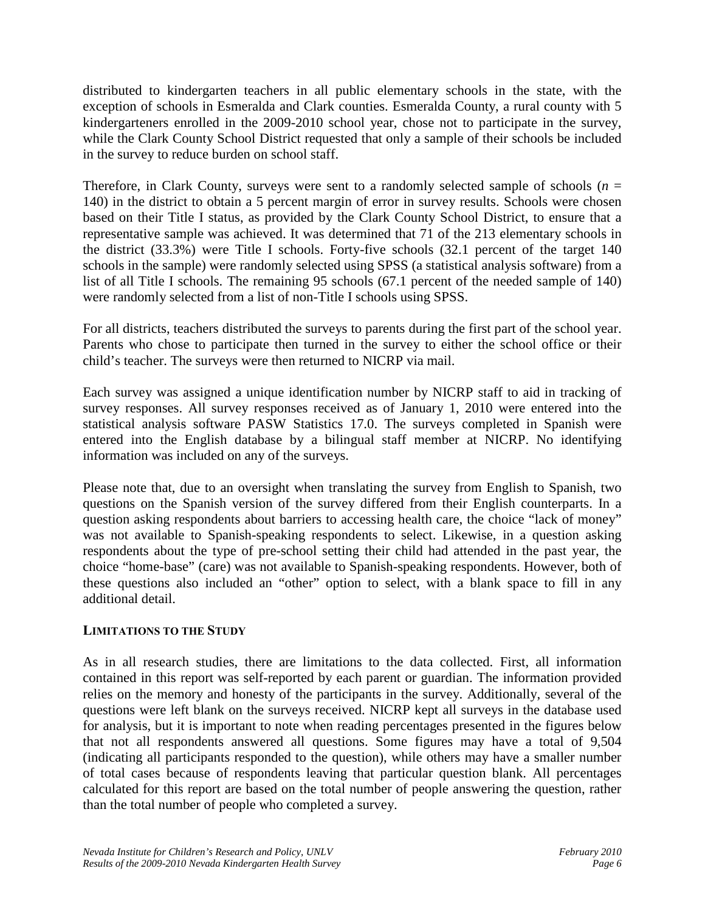distributed to kindergarten teachers in all public elementary schools in the state, with the exception of schools in Esmeralda and Clark counties. Esmeralda County, a rural county with 5 kindergarteners enrolled in the 2009-2010 school year, chose not to participate in the survey, while the Clark County School District requested that only a sample of their schools be included in the survey to reduce burden on school staff.

Therefore, in Clark County, surveys were sent to a randomly selected sample of schools (*n* = 140) in the district to obtain a 5 percent margin of error in survey results. Schools were chosen based on their Title I status, as provided by the Clark County School District, to ensure that a representative sample was achieved. It was determined that 71 of the 213 elementary schools in the district (33.3%) were Title I schools. Forty-five schools (32.1 percent of the target 140 schools in the sample) were randomly selected using SPSS (a statistical analysis software) from a list of all Title I schools. The remaining 95 schools (67.1 percent of the needed sample of 140) were randomly selected from a list of non-Title I schools using SPSS.

For all districts, teachers distributed the surveys to parents during the first part of the school year. Parents who chose to participate then turned in the survey to either the school office or their child's teacher. The surveys were then returned to NICRP via mail.

Each survey was assigned a unique identification number by NICRP staff to aid in tracking of survey responses. All survey responses received as of January 1, 2010 were entered into the statistical analysis software PASW Statistics 17.0. The surveys completed in Spanish were entered into the English database by a bilingual staff member at NICRP. No identifying information was included on any of the surveys.

Please note that, due to an oversight when translating the survey from English to Spanish, two questions on the Spanish version of the survey differed from their English counterparts. In a question asking respondents about barriers to accessing health care, the choice "lack of money" was not available to Spanish-speaking respondents to select. Likewise, in a question asking respondents about the type of pre-school setting their child had attended in the past year, the choice "home-base" (care) was not available to Spanish-speaking respondents. However, both of these questions also included an "other" option to select, with a blank space to fill in any additional detail.

### LIMITATIONS TO THE STUDY

As in all research studies, there are limitations to the data collected. First, all information contained in this report was self-reported by each parent or guardian. The information provided relies on the memory and honesty of the participants in the survey. Additionally, several of the questions were left blank on the surveys received. NICRP kept all surveys in the database used for analysis, but it is important to note when reading percentages presented in the figures below that not all respondents answered all questions. Some figures may have a total of 9,504 (indicating all participants responded to the question), while others may have a smaller number of total cases because of respondents leaving that particular question blank. All percentages calculated for this report are based on the total number of people answering the question, rather than the total number of people who completed a survey.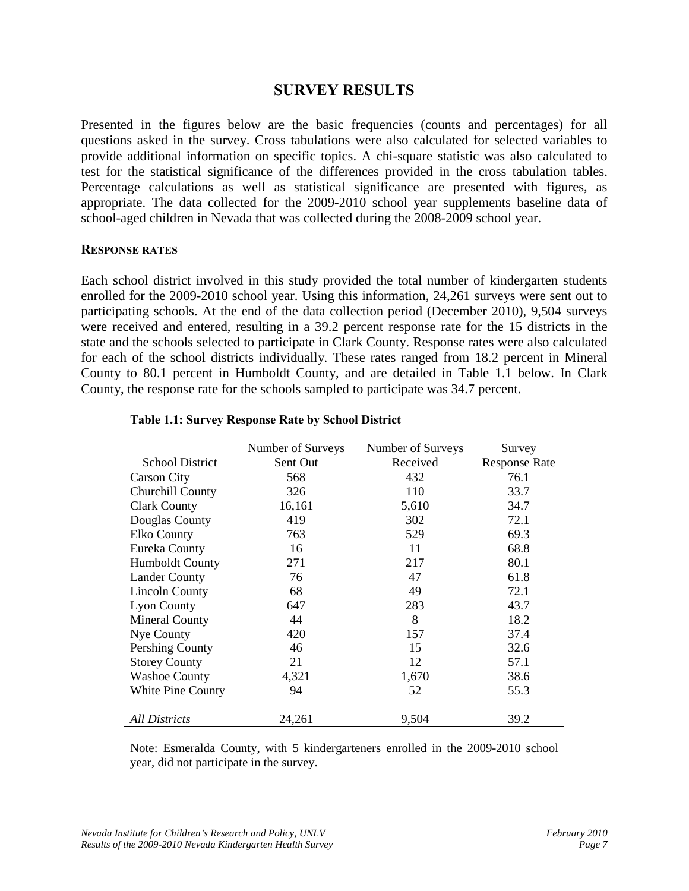# SURVEY RESULTS

Presented in the figures below are the basic frequencies (counts and percentages) for all questions asked in the survey. Cross tabulations were also calculated for selected variables to provide additional information on specific topics. A chi-square statistic was also calculated to test for the statistical significance of the differences provided in the cross tabulation tables. Percentage calculations as well as statistical significance are presented with figures, as appropriate. The data collected for the 2009-2010 school year supplements baseline data of school-aged children in Nevada that was collected during the 2008-2009 school year.

## RESPONSE RATES

Each school district involved in this study provided the total number of kindergarten students enrolled for the 2009-2010 school year. Using this information, 24,261 surveys were sent out to participating schools. At the end of the data collection period (December 2010), 9,504 surveys were received and entered, resulting in a 39.2 percent response rate for the 15 districts in the state and the schools selected to participate in Clark County. Response rates were also calculated for each of the school districts individually. These rates ranged from 18.2 percent in Mineral County to 80.1 percent in Humboldt County, and are detailed in Table 1.1 below. In Clark County, the response rate for the schools sampled to participate was 34.7 percent.

**Table 1.1: Survey Response Rate by School District**

| School District | Number of Surveys Sent Out | Number of Surveys Received | Survey Response Rate |
|---|---|---|---|
| Carson City | 568 | 432 | 76.1 |
| Churchill County | 326 | 110 | 33.7 |
| Clark County | 16,161 | 5,610 | 34.7 |
| Douglas County | 419 | 302 | 72.1 |
| Elko County | 763 | 529 | 69.3 |
| Eureka County | 16 | 11 | 68.8 |
| Humboldt County | 271 | 217 | 80.1 |
| Lander County | 76 | 47 | 61.8 |
| Lincoln County | 68 | 49 | 72.1 |
| Lyon County | 647 | 283 | 43.7 |
| Mineral County | 44 | 8 | 18.2 |
| Nye County | 420 | 157 | 37.4 |
| Pershing County | 46 | 15 | 32.6 |
| Storey County | 21 | 12 | 57.1 |
| Washoe County | 4,321 | 1,670 | 38.6 |
| White Pine County | 94 | 52 | 55.3 |
| *All Districts* | 24,261 | 9,504 | 39.2 |

Note: Esmeralda County, with 5 kindergarteners enrolled in the 2009-2010 school year, did not participate in the survey.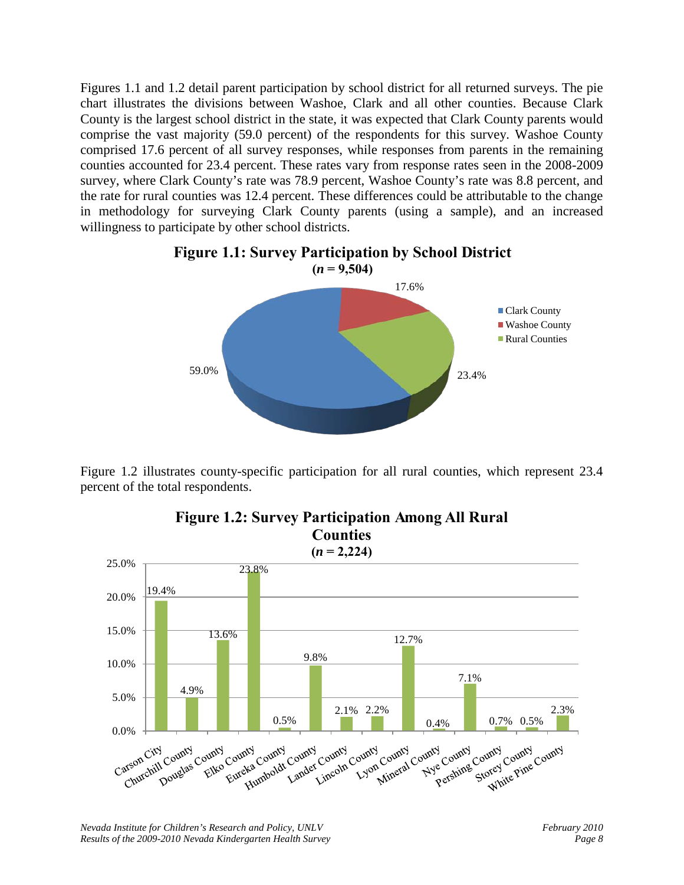Figures 1.1 and 1.2 detail parent participation by school district for all returned surveys. The pie chart illustrates the divisions between Washoe, Clark and all other counties. Because Clark County is the largest school district in the state, it was expected that Clark County parents would comprise the vast majority (59.0 percent) of the respondents for this survey. Washoe County comprised 17.6 percent of all survey responses, while responses from parents in the remaining counties accounted for 23.4 percent. These rates vary from response rates seen in the 2008-2009 survey, where Clark County's rate was 78.9 percent, Washoe County's rate was 8.8 percent, and the rate for rural counties was 12.4 percent. These differences could be attributable to the change in methodology for surveying Clark County parents (using a sample), and an increased willingness to participate by other school districts.

**Figure 1.1: Survey Participation by School District**
**(*n* = 9,504)**

| School District | Percent |
|---|---|
| Clark County | 59.0% |
| Washoe County | 17.6% |
| Rural Counties | 23.4% |

Figure 1.2 illustrates county-specific participation for all rural counties, which represent 23.4 percent of the total respondents.

**Figure 1.2: Survey Participation Among All Rural Counties**
**(*n* = 2,224)**

| County | Percent |
|---|---|
| Carson City | 19.4% |
| Churchill County | 4.9% |
| Douglas County | 13.6% |
| Elko County | 23.8% |
| Eureka County | 0.5% |
| Humboldt County | 9.8% |
| Lander County | 2.1% |
| Lincoln County | 2.2% |
| Lyon County | 12.7% |
| Mineral County | 0.4% |
| Nye County | 7.1% |
| Pershing County | 0.7% |
| Storey County | 0.5% |
| White Pine County | 2.3% |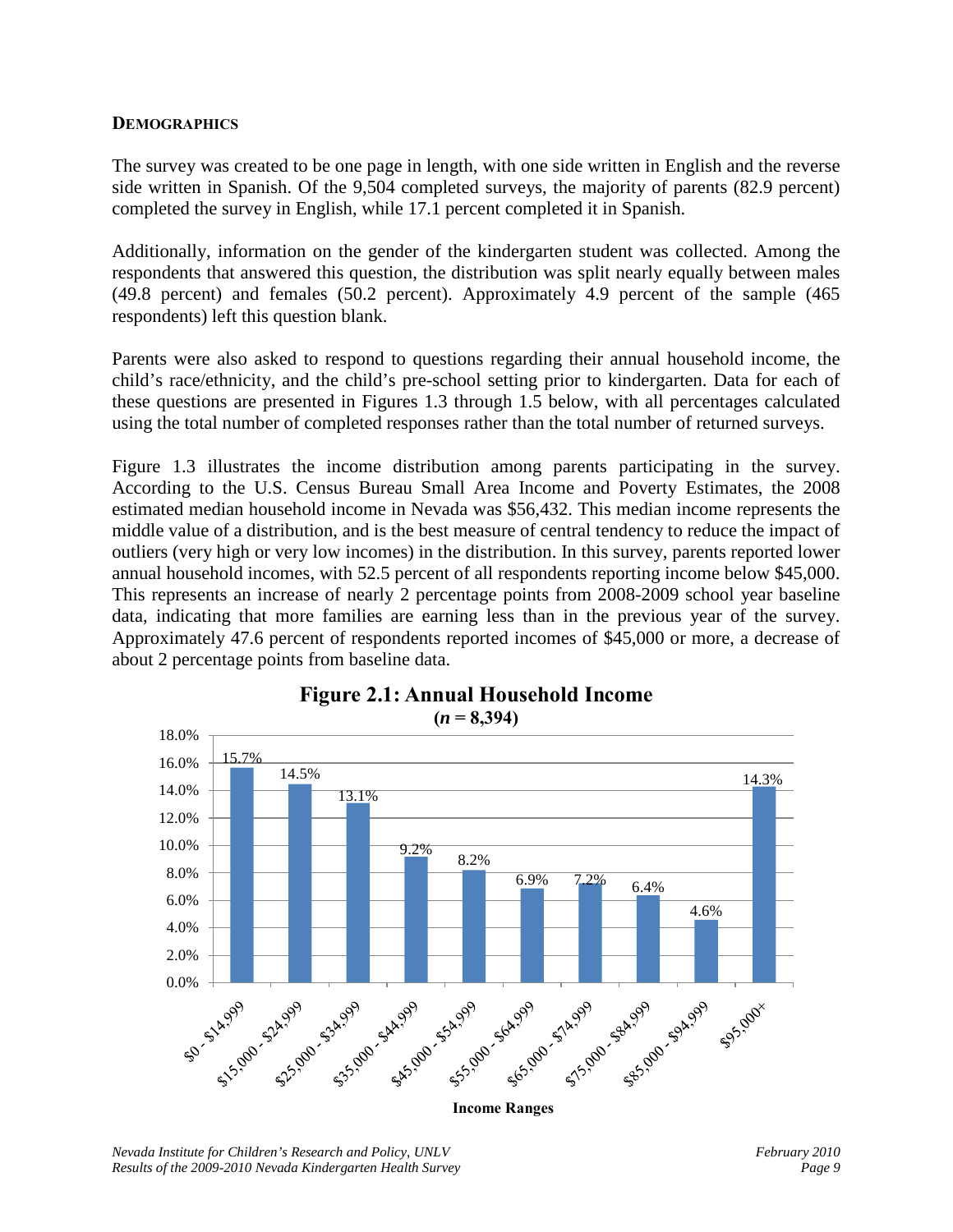## DEMOGRAPHICS

The survey was created to be one page in length, with one side written in English and the reverse side written in Spanish. Of the 9,504 completed surveys, the majority of parents (82.9 percent) completed the survey in English, while 17.1 percent completed it in Spanish.

Additionally, information on the gender of the kindergarten student was collected. Among the respondents that answered this question, the distribution was split nearly equally between males (49.8 percent) and females (50.2 percent). Approximately 4.9 percent of the sample (465 respondents) left this question blank.

Parents were also asked to respond to questions regarding their annual household income, the child's race/ethnicity, and the child's pre-school setting prior to kindergarten. Data for each of these questions are presented in Figures 1.3 through 1.5 below, with all percentages calculated using the total number of completed responses rather than the total number of returned surveys.

Figure 1.3 illustrates the income distribution among parents participating in the survey. According to the U.S. Census Bureau Small Area Income and Poverty Estimates, the 2008 estimated median household income in Nevada was $56,432. This median income represents the middle value of a distribution, and is the best measure of central tendency to reduce the impact of outliers (very high or very low incomes) in the distribution. In this survey, parents reported lower annual household incomes, with 52.5 percent of all respondents reporting income below $45,000. This represents an increase of nearly 2 percentage points from 2008-2009 school year baseline data, indicating that more families are earning less than in the previous year of the survey. Approximately 47.6 percent of respondents reported incomes of $45,000 or more, a decrease of about 2 percentage points from baseline data.

**Figure 2.1: Annual Household Income**
**($n$ = 8,394)**

| Income Ranges | Percent |
|---|---|
| $0 - $14,999 | 15.7% |
| $15,000 - $24,999 | 14.5% |
| $25,000 - $34,999 | 13.1% |
| $35,000 - $44,999 | 9.2% |
| $45,000 - $54,999 | 8.2% |
| $55,000 - $64,999 | 6.9% |
| $65,000 - $74,999 | 7.2% |
| $75,000 - $84,999 | 6.4% |
| $85,000 - $94,999 | 4.6% |
| $95,000+ | 14.3% |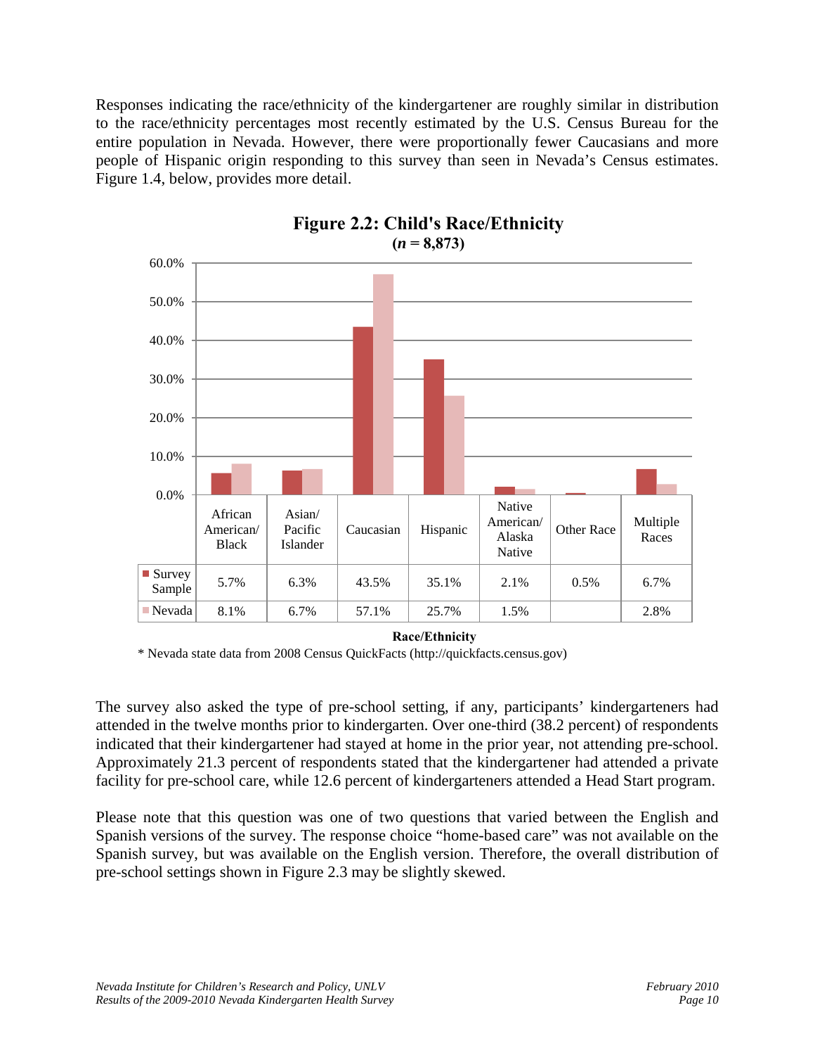Responses indicating the race/ethnicity of the kindergartener are roughly similar in distribution to the race/ethnicity percentages most recently estimated by the U.S. Census Bureau for the entire population in Nevada. However, there were proportionally fewer Caucasians and more people of Hispanic origin responding to this survey than seen in Nevada's Census estimates. Figure 1.4, below, provides more detail.

**Figure 2.2: Child's Race/Ethnicity**
**(*n* = 8,873)**

| | African American/ Black | Asian/ Pacific Islander | Caucasian | Hispanic | Native American/ Alaska Native | Other Race | Multiple Races |
|---|---|---|---|---|---|---|---|
| Survey Sample | 5.7% | 6.3% | 43.5% | 35.1% | 2.1% | 0.5% | 6.7% |
| Nevada | 8.1% | 6.7% | 57.1% | 25.7% | 1.5% | | 2.8% |

**Race/Ethnicity**

\* Nevada state data from 2008 Census QuickFacts (http://quickfacts.census.gov)

The survey also asked the type of pre-school setting, if any, participants' kindergarteners had attended in the twelve months prior to kindergarten. Over one-third (38.2 percent) of respondents indicated that their kindergartener had stayed at home in the prior year, not attending pre-school. Approximately 21.3 percent of respondents stated that the kindergartener had attended a private facility for pre-school care, while 12.6 percent of kindergarteners attended a Head Start program.

Please note that this question was one of two questions that varied between the English and Spanish versions of the survey. The response choice "home-based care" was not available on the Spanish survey, but was available on the English version. Therefore, the overall distribution of pre-school settings shown in Figure 2.3 may be slightly skewed.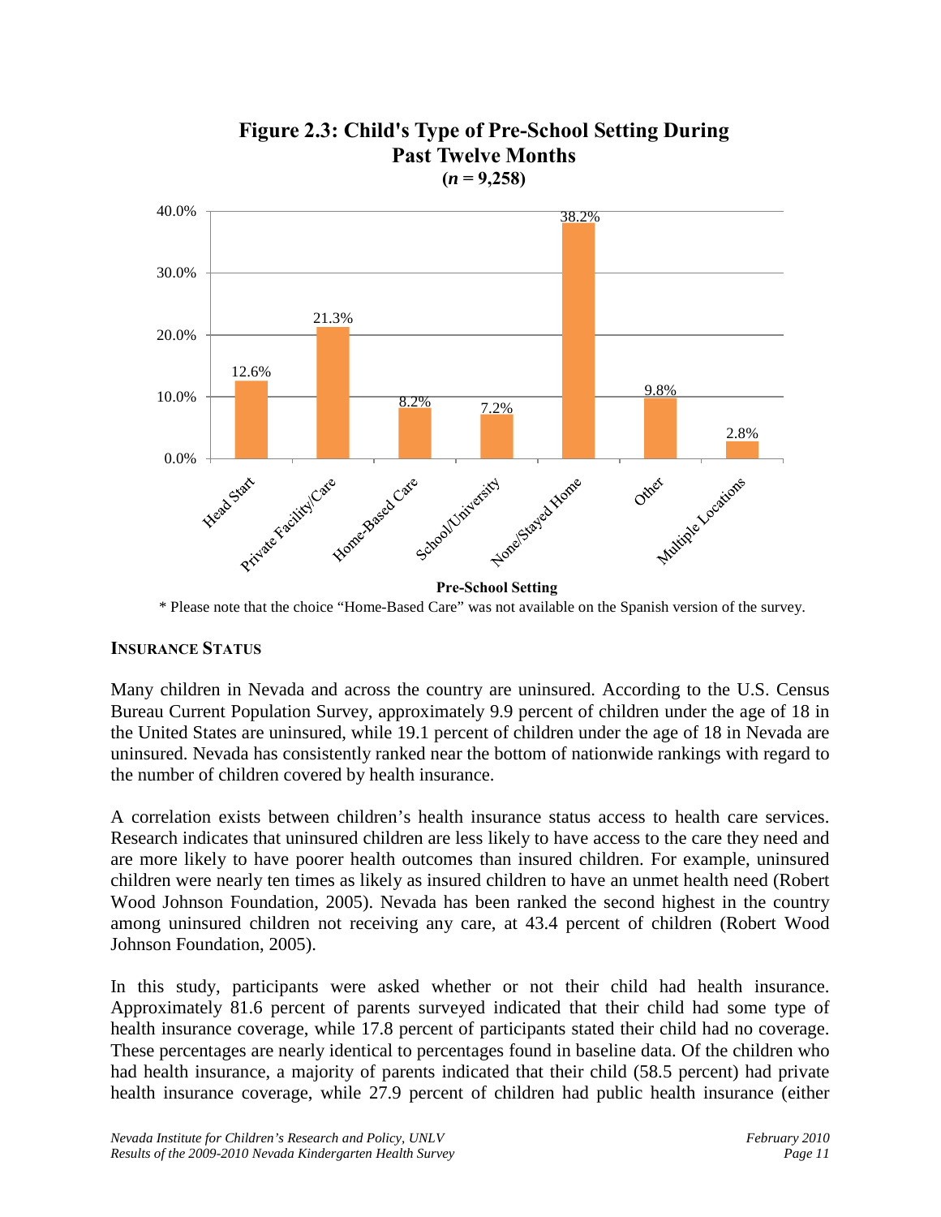**Figure 2.3: Child's Type of Pre-School Setting During Past Twelve Months**
**($n$ = 9,258)**

| Pre-School Setting | Percent |
|---|---|
| Head Start | 12.6% |
| Private Facility/Care | 21.3% |
| Home-Based Care | 8.2% |
| School/University | 7.2% |
| None/Stayed Home | 38.2% |
| Other | 9.8% |
| Multiple Locations | 2.8% |

\* Please note that the choice "Home-Based Care" was not available on the Spanish version of the survey.

## INSURANCE STATUS

Many children in Nevada and across the country are uninsured. According to the U.S. Census Bureau Current Population Survey, approximately 9.9 percent of children under the age of 18 in the United States are uninsured, while 19.1 percent of children under the age of 18 in Nevada are uninsured. Nevada has consistently ranked near the bottom of nationwide rankings with regard to the number of children covered by health insurance.

A correlation exists between children's health insurance status access to health care services. Research indicates that uninsured children are less likely to have access to the care they need and are more likely to have poorer health outcomes than insured children. For example, uninsured children were nearly ten times as likely as insured children to have an unmet health need (Robert Wood Johnson Foundation, 2005). Nevada has been ranked the second highest in the country among uninsured children not receiving any care, at 43.4 percent of children (Robert Wood Johnson Foundation, 2005).

In this study, participants were asked whether or not their child had health insurance. Approximately 81.6 percent of parents surveyed indicated that their child had some type of health insurance coverage, while 17.8 percent of participants stated their child had no coverage. These percentages are nearly identical to percentages found in baseline data. Of the children who had health insurance, a majority of parents indicated that their child (58.5 percent) had private health insurance coverage, while 27.9 percent of children had public health insurance (either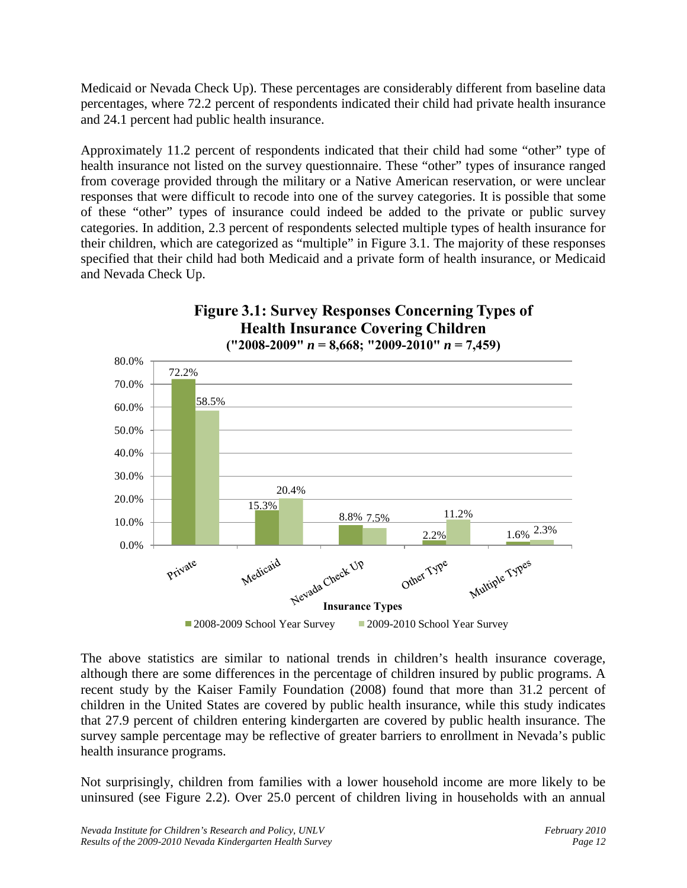Medicaid or Nevada Check Up). These percentages are considerably different from baseline data percentages, where 72.2 percent of respondents indicated their child had private health insurance and 24.1 percent had public health insurance.

Approximately 11.2 percent of respondents indicated that their child had some "other" type of health insurance not listed on the survey questionnaire. These "other" types of insurance ranged from coverage provided through the military or a Native American reservation, or were unclear responses that were difficult to recode into one of the survey categories. It is possible that some of these "other" types of insurance could indeed be added to the private or public survey categories. In addition, 2.3 percent of respondents selected multiple types of health insurance for their children, which are categorized as "multiple" in Figure 3.1. The majority of these responses specified that their child had both Medicaid and a private form of health insurance, or Medicaid and Nevada Check Up.

**Figure 3.1: Survey Responses Concerning Types of Health Insurance Covering Children**
**("2008-2009" *n* = 8,668; "2009-2010" *n* = 7,459)**

| Insurance Types | 2008-2009 School Year Survey | 2009-2010 School Year Survey |
|---|---|---|
| Private | 72.2% | 58.5% |
| Medicaid | 15.3% | 20.4% |
| Nevada Check Up | 8.8% | 7.5% |
| Other Type | 2.2% | 11.2% |
| Multiple Types | 1.6% | 2.3% |

The above statistics are similar to national trends in children's health insurance coverage, although there are some differences in the percentage of children insured by public programs. A recent study by the Kaiser Family Foundation (2008) found that more than 31.2 percent of children in the United States are covered by public health insurance, while this study indicates that 27.9 percent of children entering kindergarten are covered by public health insurance. The survey sample percentage may be reflective of greater barriers to enrollment in Nevada's public health insurance programs.

Not surprisingly, children from families with a lower household income are more likely to be uninsured (see Figure 2.2). Over 25.0 percent of children living in households with an annual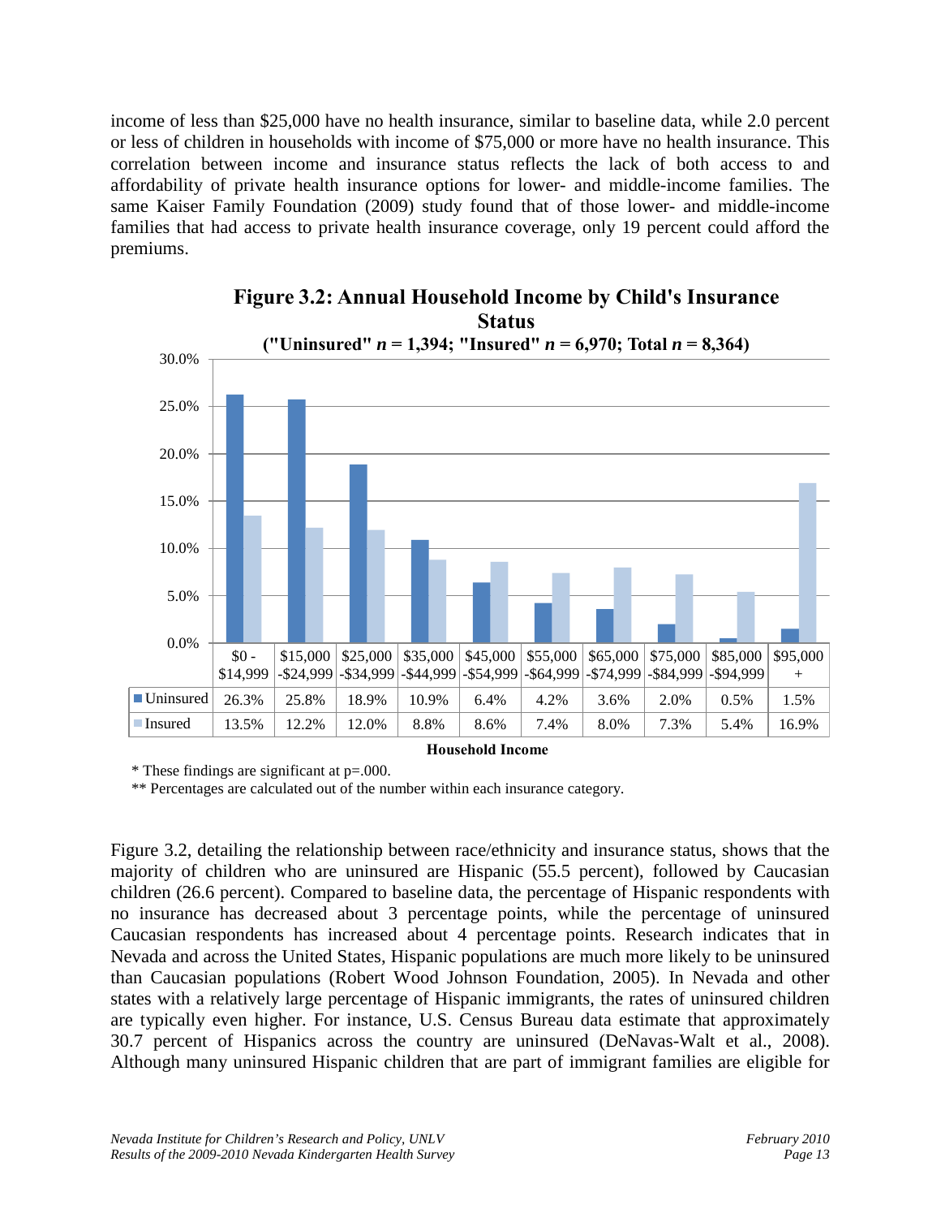income of less than $25,000 have no health insurance, similar to baseline data, while 2.0 percent or less of children in households with income of $75,000 or more have no health insurance. This correlation between income and insurance status reflects the lack of both access to and affordability of private health insurance options for lower- and middle-income families. The same Kaiser Family Foundation (2009) study found that of those lower- and middle-income families that had access to private health insurance coverage, only 19 percent could afford the premiums.

**Figure 3.2: Annual Household Income by Child's Insurance Status**

**("Uninsured" *n* = 1,394; "Insured" *n* = 6,970; Total *n* = 8,364)**

| Household Income | $0 - $14,999 | $15,000 -$24,999 | $25,000 -$34,999 | $35,000 -$44,999 | $45,000 -$54,999 | $55,000 -$64,999 | $65,000 -$74,999 | $75,000 -$84,999 | $85,000 -$94,999 | $95,000 + |
|---|---|---|---|---|---|---|---|---|---|---|
| Uninsured | 26.3% | 25.8% | 18.9% | 10.9% | 6.4% | 4.2% | 3.6% | 2.0% | 0.5% | 1.5% |
| Insured | 13.5% | 12.2% | 12.0% | 8.8% | 8.6% | 7.4% | 8.0% | 7.3% | 5.4% | 16.9% |

\* These findings are significant at p=.000.

\*\* Percentages are calculated out of the number within each insurance category.

Figure 3.2, detailing the relationship between race/ethnicity and insurance status, shows that the majority of children who are uninsured are Hispanic (55.5 percent), followed by Caucasian children (26.6 percent). Compared to baseline data, the percentage of Hispanic respondents with no insurance has decreased about 3 percentage points, while the percentage of uninsured Caucasian respondents has increased about 4 percentage points. Research indicates that in Nevada and across the United States, Hispanic populations are much more likely to be uninsured than Caucasian populations (Robert Wood Johnson Foundation, 2005). In Nevada and other states with a relatively large percentage of Hispanic immigrants, the rates of uninsured children are typically even higher. For instance, U.S. Census Bureau data estimate that approximately 30.7 percent of Hispanics across the country are uninsured (DeNavas-Walt et al., 2008). Although many uninsured Hispanic children that are part of immigrant families are eligible for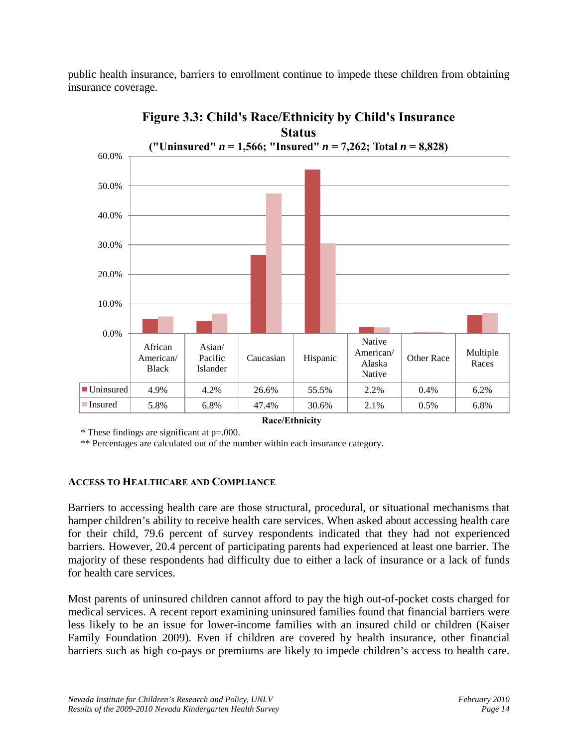public health insurance, barriers to enrollment continue to impede these children from obtaining insurance coverage.

**Figure 3.3: Child's Race/Ethnicity by Child's Insurance Status**
**("Uninsured" *n* = 1,566; "Insured" *n* = 7,262; Total *n* = 8,828)**

| | African American/ Black | Asian/ Pacific Islander | Caucasian | Hispanic | Native American/ Alaska Native | Other Race | Multiple Races |
|---|---|---|---|---|---|---|---|
| Uninsured | 4.9% | 4.2% | 26.6% | 55.5% | 2.2% | 0.4% | 6.2% |
| Insured | 5.8% | 6.8% | 47.4% | 30.6% | 2.1% | 0.5% | 6.8% |

**Race/Ethnicity**

\* These findings are significant at p=.000.
** Percentages are calculated out of the number within each insurance category.

### ACCESS TO HEALTHCARE AND COMPLIANCE

Barriers to accessing health care are those structural, procedural, or situational mechanisms that hamper children's ability to receive health care services. When asked about accessing health care for their child, 79.6 percent of survey respondents indicated that they had not experienced barriers. However, 20.4 percent of participating parents had experienced at least one barrier. The majority of these respondents had difficulty due to either a lack of insurance or a lack of funds for health care services.

Most parents of uninsured children cannot afford to pay the high out-of-pocket costs charged for medical services. A recent report examining uninsured families found that financial barriers were less likely to be an issue for lower-income families with an insured child or children (Kaiser Family Foundation 2009). Even if children are covered by health insurance, other financial barriers such as high co-pays or premiums are likely to impede children's access to health care.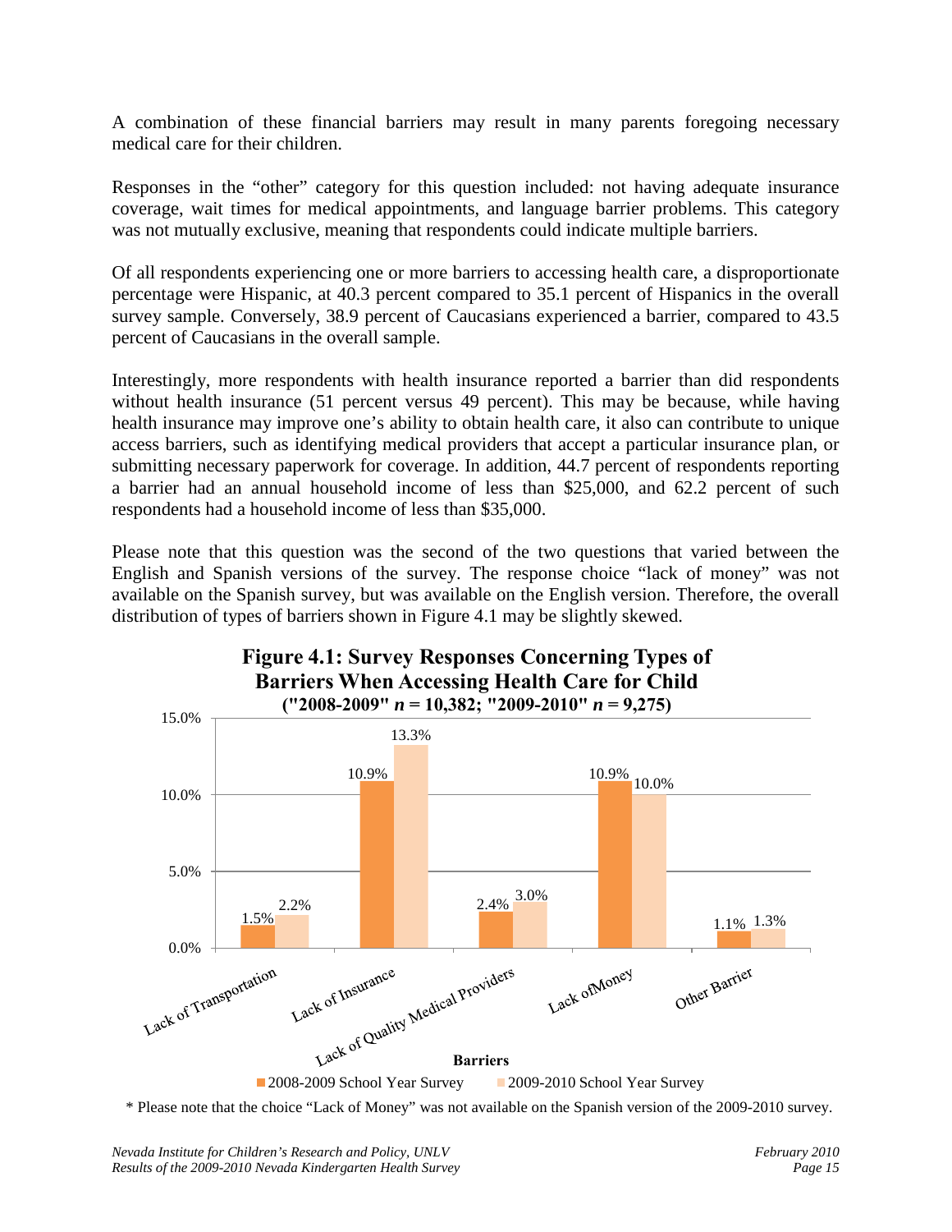A combination of these financial barriers may result in many parents foregoing necessary medical care for their children.

Responses in the "other" category for this question included: not having adequate insurance coverage, wait times for medical appointments, and language barrier problems. This category was not mutually exclusive, meaning that respondents could indicate multiple barriers.

Of all respondents experiencing one or more barriers to accessing health care, a disproportionate percentage were Hispanic, at 40.3 percent compared to 35.1 percent of Hispanics in the overall survey sample. Conversely, 38.9 percent of Caucasians experienced a barrier, compared to 43.5 percent of Caucasians in the overall sample.

Interestingly, more respondents with health insurance reported a barrier than did respondents without health insurance (51 percent versus 49 percent). This may be because, while having health insurance may improve one's ability to obtain health care, it also can contribute to unique access barriers, such as identifying medical providers that accept a particular insurance plan, or submitting necessary paperwork for coverage. In addition, 44.7 percent of respondents reporting a barrier had an annual household income of less than $25,000, and 62.2 percent of such respondents had a household income of less than $35,000.

Please note that this question was the second of the two questions that varied between the English and Spanish versions of the survey. The response choice "lack of money" was not available on the Spanish survey, but was available on the English version. Therefore, the overall distribution of types of barriers shown in Figure 4.1 may be slightly skewed.

**Figure 4.1: Survey Responses Concerning Types of Barriers When Accessing Health Care for Child**
**("2008-2009" $n$ = 10,382; "2009-2010" $n$ = 9,275)**

| Barriers | 2008-2009 School Year Survey | 2009-2010 School Year Survey |
|---|---|---|
| Lack of Transportation | 1.5% | 2.2% |
| Lack of Insurance | 10.9% | 13.3% |
| Lack of Quality Medical Providers | 2.4% | 3.0% |
| Lack ofMoney | 10.9% | 10.0% |
| Other Barrier | 1.1% | 1.3% |

\* Please note that the choice "Lack of Money" was not available on the Spanish version of the 2009-2010 survey.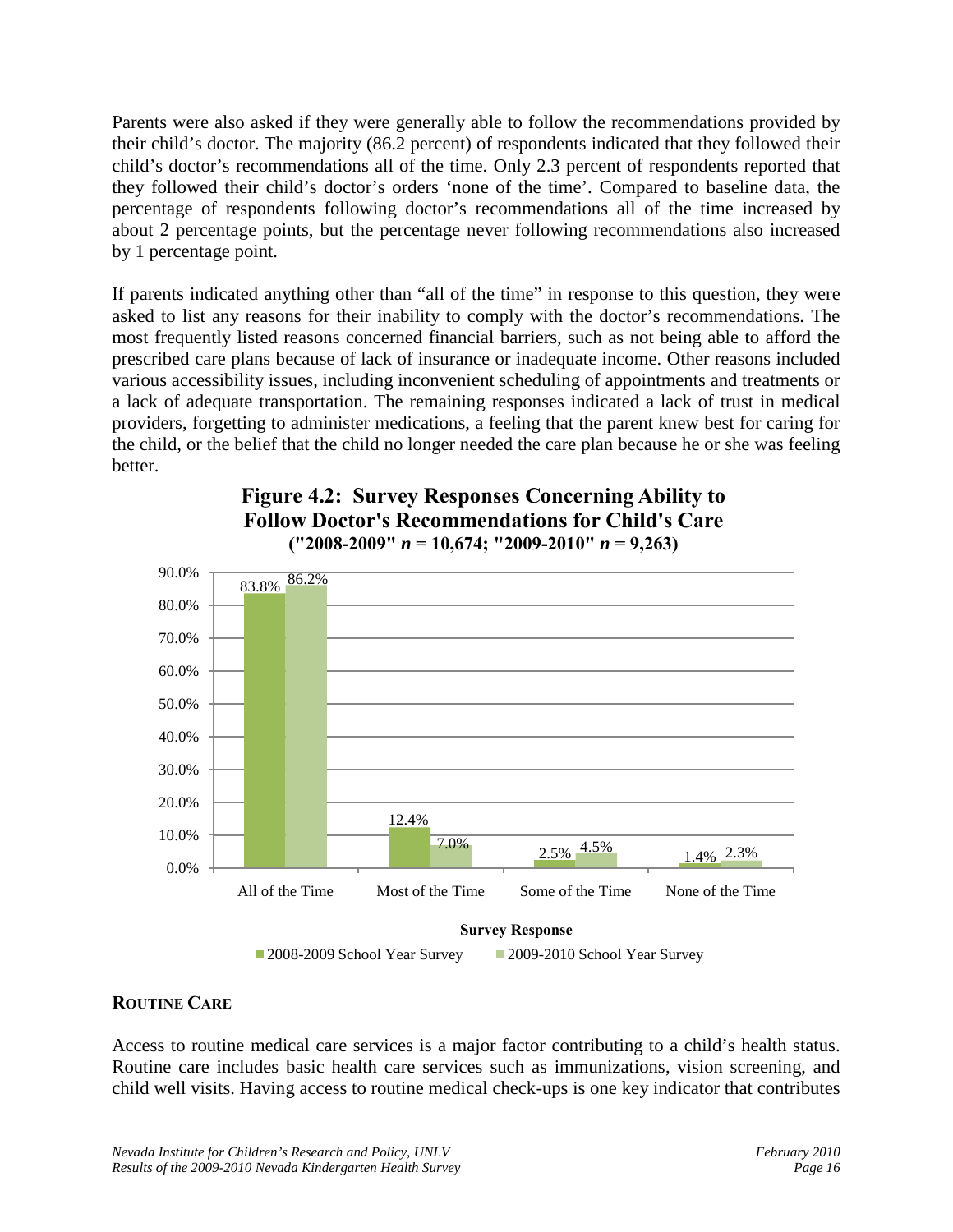Parents were also asked if they were generally able to follow the recommendations provided by their child's doctor. The majority (86.2 percent) of respondents indicated that they followed their child's doctor's recommendations all of the time. Only 2.3 percent of respondents reported that they followed their child's doctor's orders 'none of the time'. Compared to baseline data, the percentage of respondents following doctor's recommendations all of the time increased by about 2 percentage points, but the percentage never following recommendations also increased by 1 percentage point.

If parents indicated anything other than "all of the time" in response to this question, they were asked to list any reasons for their inability to comply with the doctor's recommendations. The most frequently listed reasons concerned financial barriers, such as not being able to afford the prescribed care plans because of lack of insurance or inadequate income. Other reasons included various accessibility issues, including inconvenient scheduling of appointments and treatments or a lack of adequate transportation. The remaining responses indicated a lack of trust in medical providers, forgetting to administer medications, a feeling that the parent knew best for caring for the child, or the belief that the child no longer needed the care plan because he or she was feeling better.

**Figure 4.2: Survey Responses Concerning Ability to Follow Doctor's Recommendations for Child's Care**
**("2008-2009" *n* = 10,674; "2009-2010" *n* = 9,263)**

| Survey Response | 2008-2009 School Year Survey | 2009-2010 School Year Survey |
|---|---|---|
| All of the Time | 83.8% | 86.2% |
| Most of the Time | 12.4% | 7.0% |
| Some of the Time | 2.5% | 4.5% |
| None of the Time | 1.4% | 2.3% |

## ROUTINE CARE

Access to routine medical care services is a major factor contributing to a child's health status. Routine care includes basic health care services such as immunizations, vision screening, and child well visits. Having access to routine medical check-ups is one key indicator that contributes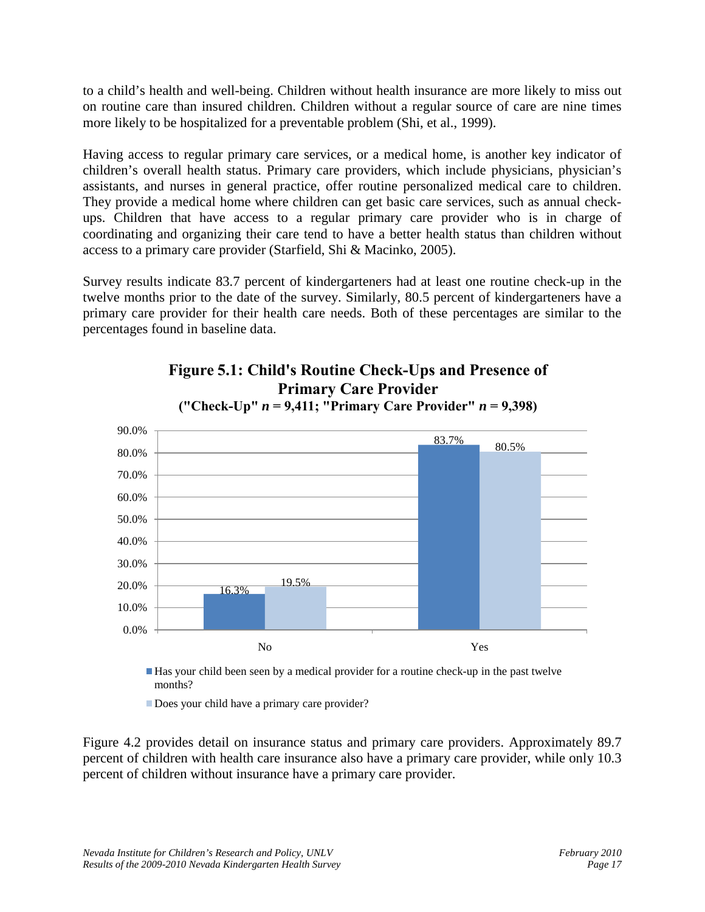to a child's health and well-being. Children without health insurance are more likely to miss out on routine care than insured children. Children without a regular source of care are nine times more likely to be hospitalized for a preventable problem (Shi, et al., 1999).

Having access to regular primary care services, or a medical home, is another key indicator of children's overall health status. Primary care providers, which include physicians, physician's assistants, and nurses in general practice, offer routine personalized medical care to children. They provide a medical home where children can get basic care services, such as annual check-ups. Children that have access to a regular primary care provider who is in charge of coordinating and organizing their care tend to have a better health status than children without access to a primary care provider (Starfield, Shi & Macinko, 2005).

Survey results indicate 83.7 percent of kindergarteners had at least one routine check-up in the twelve months prior to the date of the survey. Similarly, 80.5 percent of kindergarteners have a primary care provider for their health care needs. Both of these percentages are similar to the percentages found in baseline data.

**Figure 5.1: Child's Routine Check-Ups and Presence of Primary Care Provider**
**("Check-Up" *n* = 9,411; "Primary Care Provider" *n* = 9,398)**

| | No | Yes |
|---|---|---|
| Has your child been seen by a medical provider for a routine check-up in the past twelve months? | 16.3% | 83.7% |
| Does your child have a primary care provider? | 19.5% | 80.5% |

Figure 4.2 provides detail on insurance status and primary care providers. Approximately 89.7 percent of children with health care insurance also have a primary care provider, while only 10.3 percent of children without insurance have a primary care provider.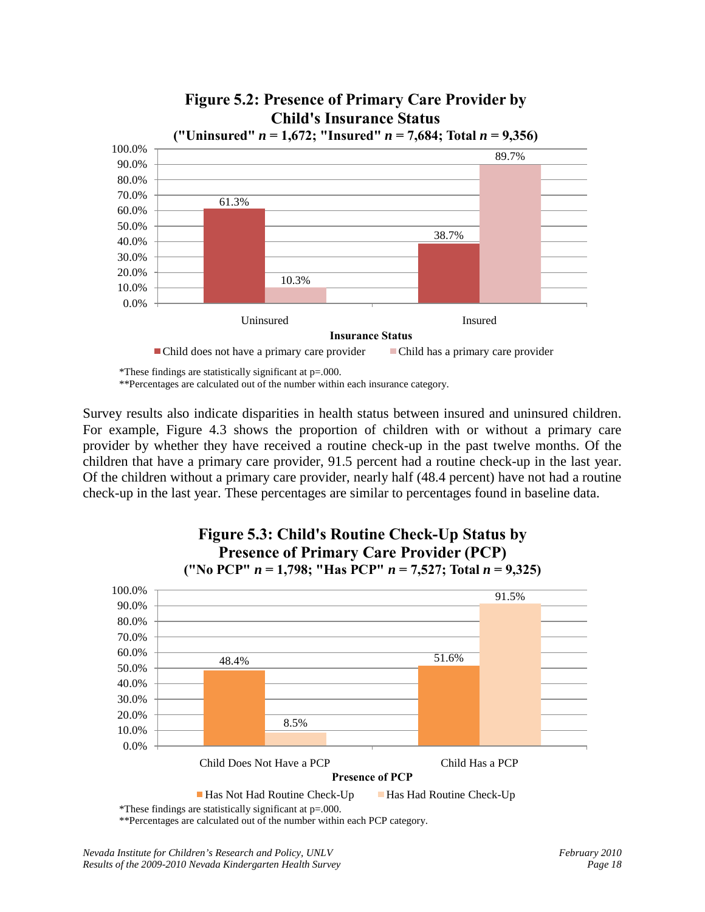**Figure 5.2: Presence of Primary Care Provider by Child's Insurance Status**

**("Uninsured" *n* = 1,672; "Insured" *n* = 7,684; Total *n* = 9,356)**

| Insurance Status | Child does not have a primary care provider | Child has a primary care provider |
|---|---|---|
| Uninsured | 61.3% | 10.3% |
| Insured | 38.7% | 89.7% |

*These findings are statistically significant at p=.000.

**Percentages are calculated out of the number within each insurance category.

Survey results also indicate disparities in health status between insured and uninsured children. For example, Figure 4.3 shows the proportion of children with or without a primary care provider by whether they have received a routine check-up in the past twelve months. Of the children that have a primary care provider, 91.5 percent had a routine check-up in the last year. Of the children without a primary care provider, nearly half (48.4 percent) have not had a routine check-up in the last year. These percentages are similar to percentages found in baseline data.

**Figure 5.3: Child's Routine Check-Up Status by Presence of Primary Care Provider (PCP)**

**("No PCP" *n* = 1,798; "Has PCP" *n* = 7,527; Total *n* = 9,325)**

| Presence of PCP | Has Not Had Routine Check-Up | Has Had Routine Check-Up |
|---|---|---|
| Child Does Not Have a PCP | 48.4% | 8.5% |
| Child Has a PCP | 51.6% | 91.5% |

*These findings are statistically significant at p=.000.

**Percentages are calculated out of the number within each PCP category.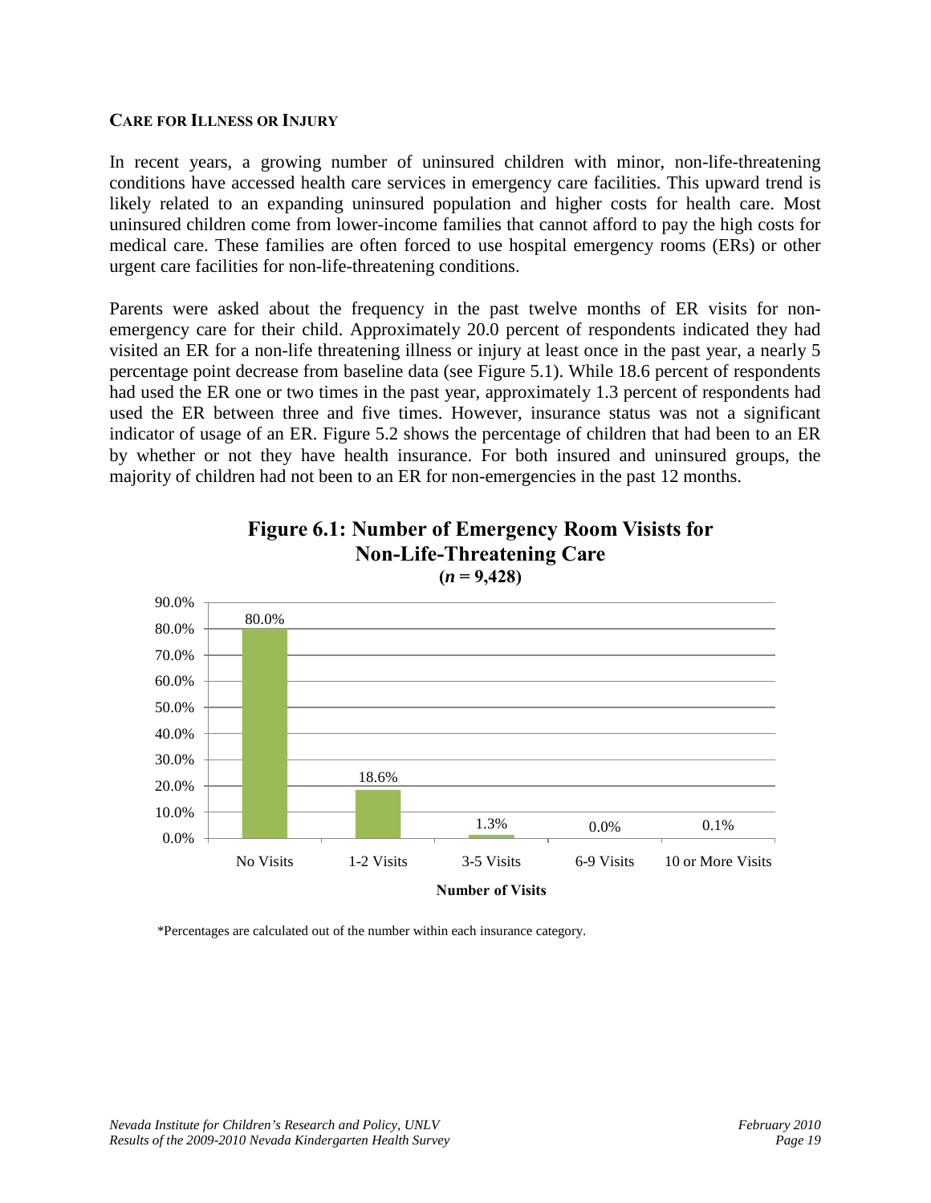### CARE FOR ILLNESS OR INJURY

In recent years, a growing number of uninsured children with minor, non-life-threatening conditions have accessed health care services in emergency care facilities. This upward trend is likely related to an expanding uninsured population and higher costs for health care. Most uninsured children come from lower-income families that cannot afford to pay the high costs for medical care. These families are often forced to use hospital emergency rooms (ERs) or other urgent care facilities for non-life-threatening conditions.

Parents were asked about the frequency in the past twelve months of ER visits for non-emergency care for their child. Approximately 20.0 percent of respondents indicated they had visited an ER for a non-life threatening illness or injury at least once in the past year, a nearly 5 percentage point decrease from baseline data (see Figure 5.1). While 18.6 percent of respondents had used the ER one or two times in the past year, approximately 1.3 percent of respondents had used the ER between three and five times. However, insurance status was not a significant indicator of usage of an ER. Figure 5.2 shows the percentage of children that had been to an ER by whether or not they have health insurance. For both insured and uninsured groups, the majority of children had not been to an ER for non-emergencies in the past 12 months.

**Figure 6.1: Number of Emergency Room Visists for Non-Life-Threatening Care**
**($n$ = 9,428)**

| Number of Visits | Percent |
|---|---|
| No Visits | 80.0% |
| 1-2 Visits | 18.6% |
| 3-5 Visits | 1.3% |
| 6-9 Visits | 0.0% |
| 10 or More Visits | 0.1% |

*Percentages are calculated out of the number within each insurance category.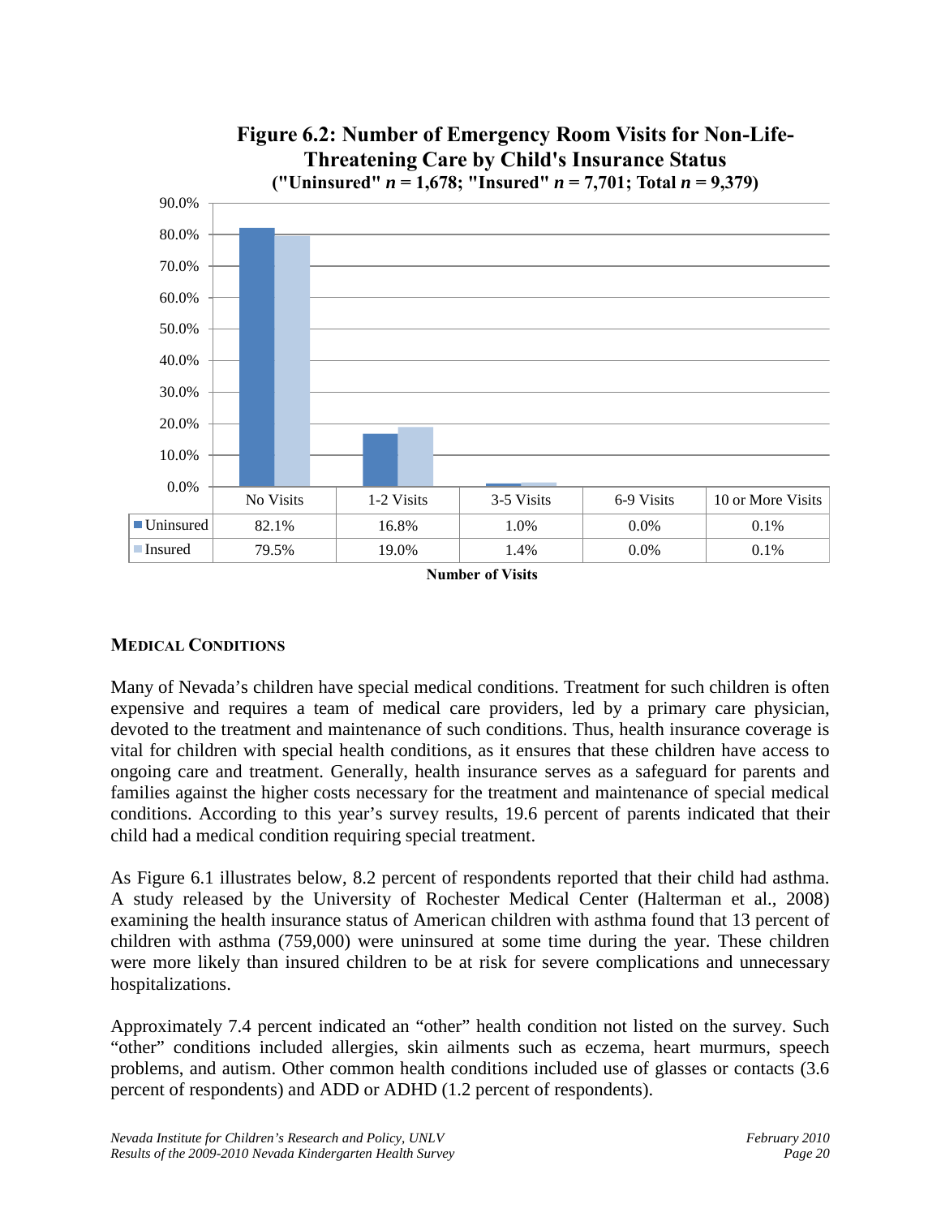**Figure 6.2: Number of Emergency Room Visits for Non-Life-Threatening Care by Child's Insurance Status**
**("Uninsured" $n$ = 1,678; "Insured" $n$ = 7,701; Total $n$ = 9,379)**

| | No Visits | 1-2 Visits | 3-5 Visits | 6-9 Visits | 10 or More Visits |
|---|---|---|---|---|---|
| Uninsured | 82.1% | 16.8% | 1.0% | 0.0% | 0.1% |
| Insured | 79.5% | 19.0% | 1.4% | 0.0% | 0.1% |

**Number of Visits**

## MEDICAL CONDITIONS

Many of Nevada's children have special medical conditions. Treatment for such children is often expensive and requires a team of medical care providers, led by a primary care physician, devoted to the treatment and maintenance of such conditions. Thus, health insurance coverage is vital for children with special health conditions, as it ensures that these children have access to ongoing care and treatment. Generally, health insurance serves as a safeguard for parents and families against the higher costs necessary for the treatment and maintenance of special medical conditions. According to this year's survey results, 19.6 percent of parents indicated that their child had a medical condition requiring special treatment.

As Figure 6.1 illustrates below, 8.2 percent of respondents reported that their child had asthma. A study released by the University of Rochester Medical Center (Halterman et al., 2008) examining the health insurance status of American children with asthma found that 13 percent of children with asthma (759,000) were uninsured at some time during the year. These children were more likely than insured children to be at risk for severe complications and unnecessary hospitalizations.

Approximately 7.4 percent indicated an "other" health condition not listed on the survey. Such "other" conditions included allergies, skin ailments such as eczema, heart murmurs, speech problems, and autism. Other common health conditions included use of glasses or contacts (3.6 percent of respondents) and ADD or ADHD (1.2 percent of respondents).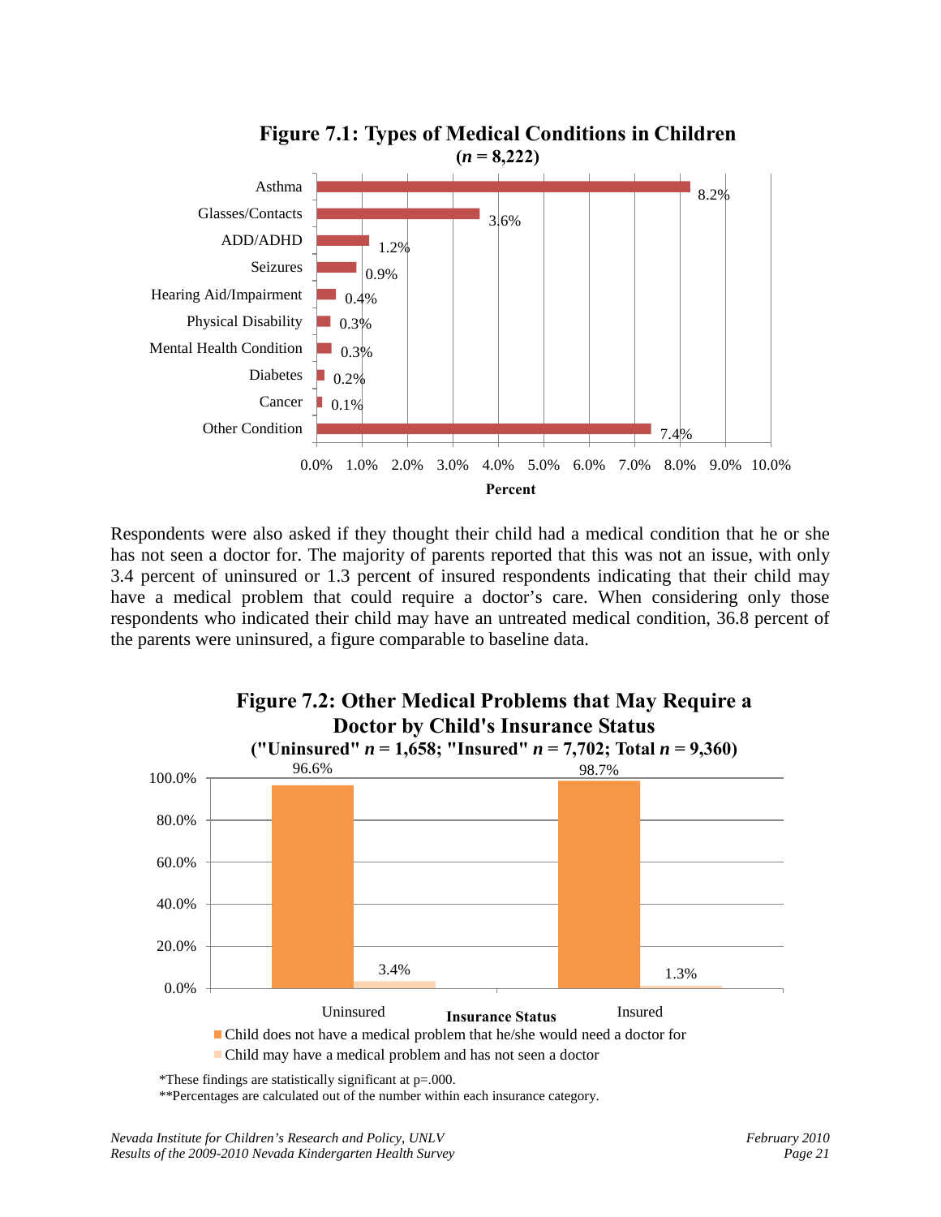**Figure 7.1: Types of Medical Conditions in Children**
**($n$ = 8,222)**

| Condition | Percent |
|---|---|
| Asthma | 8.2% |
| Glasses/Contacts | 3.6% |
| ADD/ADHD | 1.2% |
| Seizures | 0.9% |
| Hearing Aid/Impairment | 0.4% |
| Physical Disability | 0.3% |
| Mental Health Condition | 0.3% |
| Diabetes | 0.2% |
| Cancer | 0.1% |
| Other Condition | 7.4% |

Respondents were also asked if they thought their child had a medical condition that he or she has not seen a doctor for. The majority of parents reported that this was not an issue, with only 3.4 percent of uninsured or 1.3 percent of insured respondents indicating that their child may have a medical problem that could require a doctor's care. When considering only those respondents who indicated their child may have an untreated medical condition, 36.8 percent of the parents were uninsured, a figure comparable to baseline data.

**Figure 7.2: Other Medical Problems that May Require a Doctor by Child's Insurance Status**
**("Uninsured" $n$ = 1,658; "Insured" $n$ = 7,702; Total $n$ = 9,360)**

| Insurance Status | Child does not have a medical problem that he/she would need a doctor for | Child may have a medical problem and has not seen a doctor |
|---|---|---|
| Uninsured | 96.6% | 3.4% |
| Insured | 98.7% | 1.3% |

*These findings are statistically significant at p=.000.

**Percentages are calculated out of the number within each insurance category.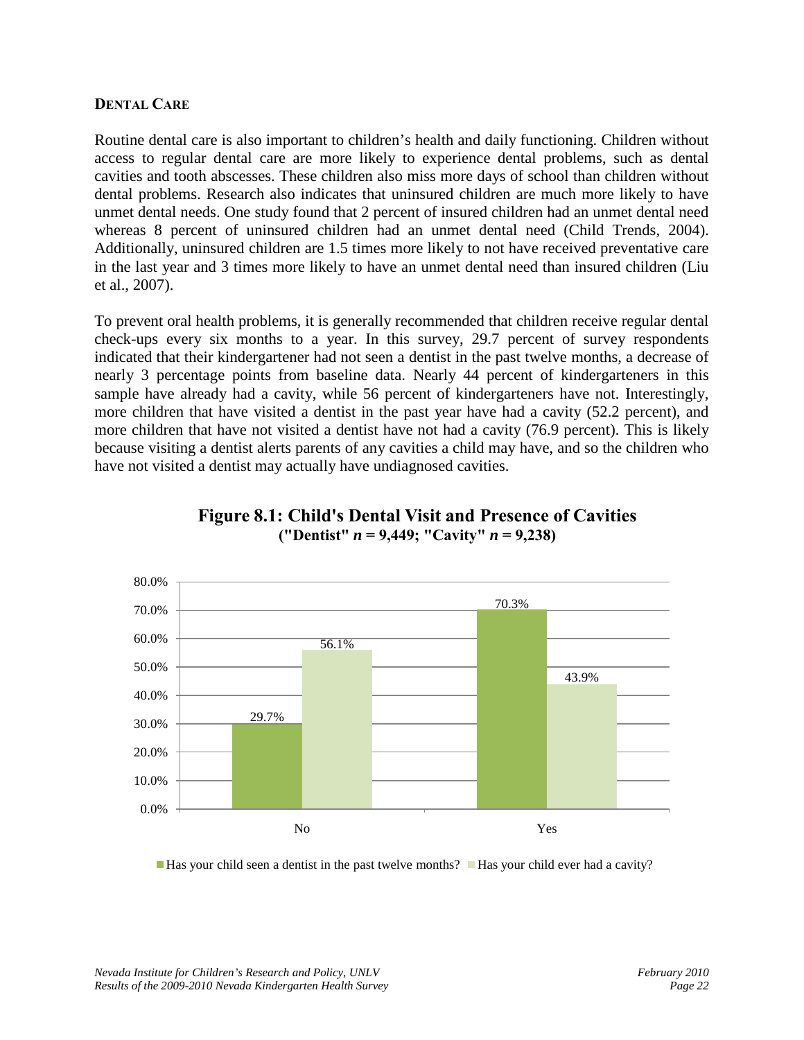### Dental Care

Routine dental care is also important to children's health and daily functioning. Children without access to regular dental care are more likely to experience dental problems, such as dental cavities and tooth abscesses. These children also miss more days of school than children without dental problems. Research also indicates that uninsured children are much more likely to have unmet dental needs. One study found that 2 percent of insured children had an unmet dental need whereas 8 percent of uninsured children had an unmet dental need (Child Trends, 2004). Additionally, uninsured children are 1.5 times more likely to not have received preventative care in the last year and 3 times more likely to have an unmet dental need than insured children (Liu et al., 2007).

To prevent oral health problems, it is generally recommended that children receive regular dental check-ups every six months to a year. In this survey, 29.7 percent of survey respondents indicated that their kindergartener had not seen a dentist in the past twelve months, a decrease of nearly 3 percentage points from baseline data. Nearly 44 percent of kindergarteners in this sample have already had a cavity, while 56 percent of kindergarteners have not. Interestingly, more children that have visited a dentist in the past year have had a cavity (52.2 percent), and more children that have not visited a dentist have not had a cavity (76.9 percent). This is likely because visiting a dentist alerts parents of any cavities a child may have, and so the children who have not visited a dentist may actually have undiagnosed cavities.

**Figure 8.1: Child's Dental Visit and Presence of Cavities**
**("Dentist" $n$ = 9,449; "Cavity" $n$ = 9,238)**

| | No | Yes |
|---|---|---|
| Has your child seen a dentist in the past twelve months? | 29.7% | 70.3% |
| Has your child ever had a cavity? | 56.1% | 43.9% |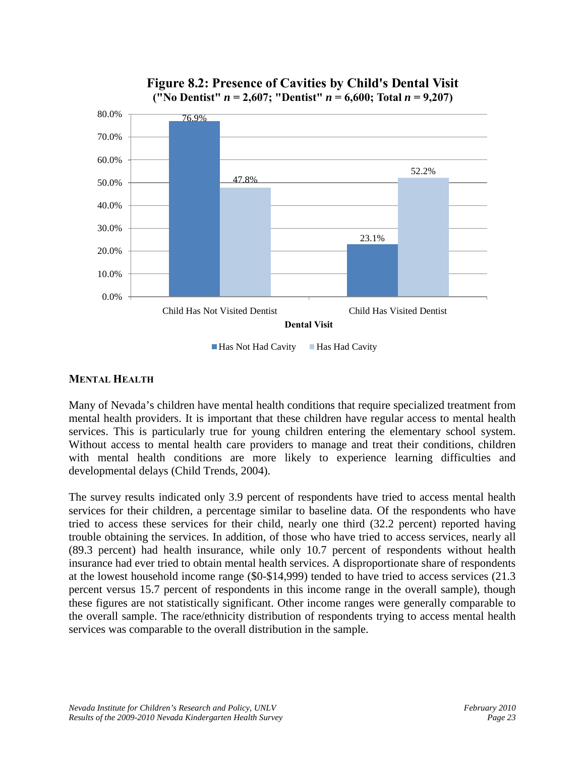**Figure 8.2: Presence of Cavities by Child's Dental Visit**
**("No Dentist" $n$ = 2,607; "Dentist" $n$ = 6,600; Total $n$ = 9,207)**

| Dental Visit | Has Not Had Cavity | Has Had Cavity |
|---|---|---|
| Child Has Not Visited Dentist | 76.9% | 47.8% |
| Child Has Visited Dentist | 23.1% | 52.2% |

## MENTAL HEALTH

Many of Nevada's children have mental health conditions that require specialized treatment from mental health providers. It is important that these children have regular access to mental health services. This is particularly true for young children entering the elementary school system. Without access to mental health care providers to manage and treat their conditions, children with mental health conditions are more likely to experience learning difficulties and developmental delays (Child Trends, 2004).

The survey results indicated only 3.9 percent of respondents have tried to access mental health services for their children, a percentage similar to baseline data. Of the respondents who have tried to access these services for their child, nearly one third (32.2 percent) reported having trouble obtaining the services. In addition, of those who have tried to access services, nearly all (89.3 percent) had health insurance, while only 10.7 percent of respondents without health insurance had ever tried to obtain mental health services. A disproportionate share of respondents at the lowest household income range ($0-$14,999) tended to have tried to access services (21.3 percent versus 15.7 percent of respondents in this income range in the overall sample), though these figures are not statistically significant. Other income ranges were generally comparable to the overall sample. The race/ethnicity distribution of respondents trying to access mental health services was comparable to the overall distribution in the sample.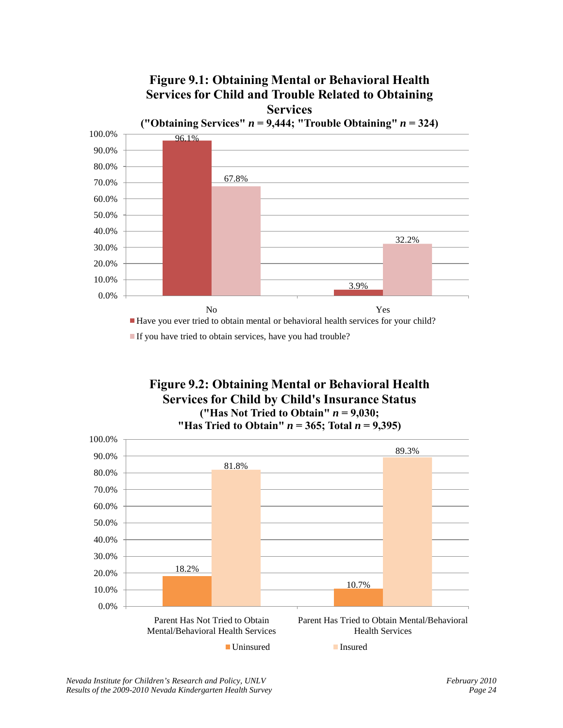**Figure 9.1: Obtaining Mental or Behavioral Health Services for Child and Trouble Related to Obtaining Services**

**("Obtaining Services" $n$ = 9,444; "Trouble Obtaining" $n$ = 324)**

| | No | Yes |
|---|---|---|
| Have you ever tried to obtain mental or behavioral health services for your child? | 96.1% | 3.9% |
| If you have tried to obtain services, have you had trouble? | 67.8% | 32.2% |

**Figure 9.2: Obtaining Mental or Behavioral Health Services for Child by Child's Insurance Status**

**("Has Not Tried to Obtain" $n$ = 9,030; "Has Tried to Obtain" $n$ = 365; Total $n$ = 9,395)**

| | Parent Has Not Tried to Obtain Mental/Behavioral Health Services | Parent Has Tried to Obtain Mental/Behavioral Health Services |
|---|---|---|
| Uninsured | 18.2% | 10.7% |
| Insured | 81.8% | 89.3% |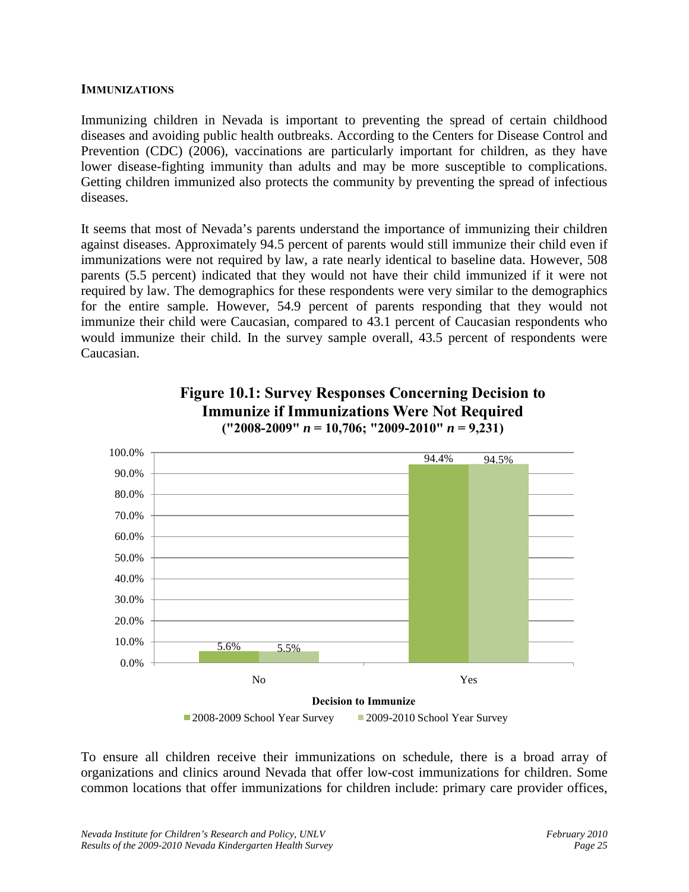### IMMUNIZATIONS

Immunizing children in Nevada is important to preventing the spread of certain childhood diseases and avoiding public health outbreaks. According to the Centers for Disease Control and Prevention (CDC) (2006), vaccinations are particularly important for children, as they have lower disease-fighting immunity than adults and may be more susceptible to complications. Getting children immunized also protects the community by preventing the spread of infectious diseases.

It seems that most of Nevada's parents understand the importance of immunizing their children against diseases. Approximately 94.5 percent of parents would still immunize their child even if immunizations were not required by law, a rate nearly identical to baseline data. However, 508 parents (5.5 percent) indicated that they would not have their child immunized if it were not required by law. The demographics for these respondents were very similar to the demographics for the entire sample. However, 54.9 percent of parents responding that they would not immunize their child were Caucasian, compared to 43.1 percent of Caucasian respondents who would immunize their child. In the survey sample overall, 43.5 percent of respondents were Caucasian.

**Figure 10.1: Survey Responses Concerning Decision to Immunize if Immunizations Were Not Required**
**("2008-2009" *n* = 10,706; "2009-2010" *n* = 9,231)**

| Decision to Immunize | 2008-2009 School Year Survey | 2009-2010 School Year Survey |
|---|---|---|
| No | 5.6% | 5.5% |
| Yes | 94.4% | 94.5% |

To ensure all children receive their immunizations on schedule, there is a broad array of organizations and clinics around Nevada that offer low-cost immunizations for children. Some common locations that offer immunizations for children include: primary care provider offices,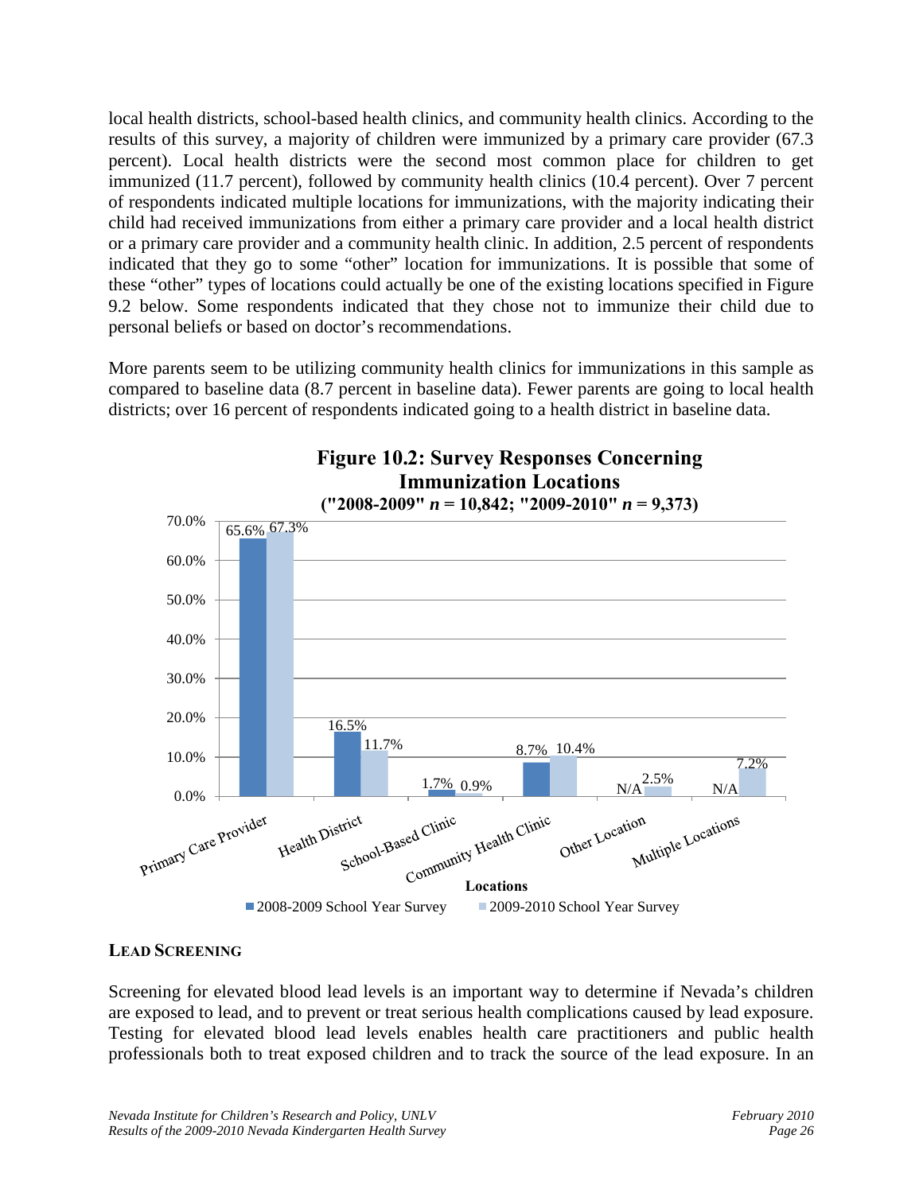local health districts, school-based health clinics, and community health clinics. According to the results of this survey, a majority of children were immunized by a primary care provider (67.3 percent). Local health districts were the second most common place for children to get immunized (11.7 percent), followed by community health clinics (10.4 percent). Over 7 percent of respondents indicated multiple locations for immunizations, with the majority indicating their child had received immunizations from either a primary care provider and a local health district or a primary care provider and a community health clinic. In addition, 2.5 percent of respondents indicated that they go to some "other" location for immunizations. It is possible that some of these "other" types of locations could actually be one of the existing locations specified in Figure 9.2 below. Some respondents indicated that they chose not to immunize their child due to personal beliefs or based on doctor's recommendations.

More parents seem to be utilizing community health clinics for immunizations in this sample as compared to baseline data (8.7 percent in baseline data). Fewer parents are going to local health districts; over 16 percent of respondents indicated going to a health district in baseline data.

**Figure 10.2: Survey Responses Concerning Immunization Locations**
**("2008-2009" *n* = 10,842; "2009-2010" *n* = 9,373)**

| Locations | 2008-2009 School Year Survey | 2009-2010 School Year Survey |
|---|---|---|
| Primary Care Provider | 65.6% | 67.3% |
| Health District | 16.5% | 11.7% |
| School-Based Clinic | 1.7% | 0.9% |
| Community Health Clinic | 8.7% | 10.4% |
| Other Location | N/A | 2.5% |
| Multiple Locations | N/A | 7.2% |

## Lead Screening

Screening for elevated blood lead levels is an important way to determine if Nevada's children are exposed to lead, and to prevent or treat serious health complications caused by lead exposure. Testing for elevated blood lead levels enables health care practitioners and public health professionals both to treat exposed children and to track the source of the lead exposure. In an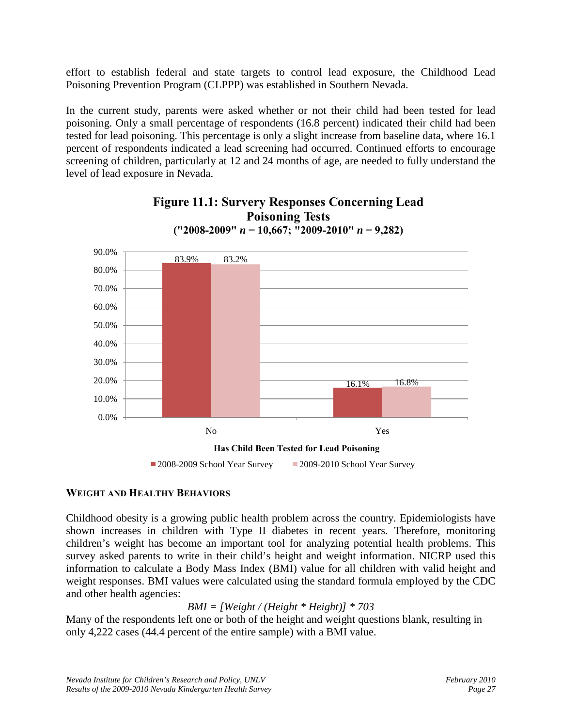effort to establish federal and state targets to control lead exposure, the Childhood Lead Poisoning Prevention Program (CLPPP) was established in Southern Nevada.

In the current study, parents were asked whether or not their child had been tested for lead poisoning. Only a small percentage of respondents (16.8 percent) indicated their child had been tested for lead poisoning. This percentage is only a slight increase from baseline data, where 16.1 percent of respondents indicated a lead screening had occurred. Continued efforts to encourage screening of children, particularly at 12 and 24 months of age, are needed to fully understand the level of lead exposure in Nevada.

**Figure 11.1: Survery Responses Concerning Lead Poisoning Tests**
**("2008-2009" $n$ = 10,667; "2009-2010" $n$ = 9,282)**

| Has Child Been Tested for Lead Poisoning | 2008-2009 School Year Survey | 2009-2010 School Year Survey |
|---|---|---|
| No | 83.9% | 83.2% |
| Yes | 16.1% | 16.8% |

### WEIGHT AND HEALTHY BEHAVIORS

Childhood obesity is a growing public health problem across the country. Epidemiologists have shown increases in children with Type II diabetes in recent years. Therefore, monitoring children's weight has become an important tool for analyzing potential health problems. This survey asked parents to write in their child's height and weight information. NICRP used this information to calculate a Body Mass Index (BMI) value for all children with valid height and weight responses. BMI values were calculated using the standard formula employed by the CDC and other health agencies:

$$BMI = [Weight / (Height * Height)] * 703$$

Many of the respondents left one or both of the height and weight questions blank, resulting in only 4,222 cases (44.4 percent of the entire sample) with a BMI value.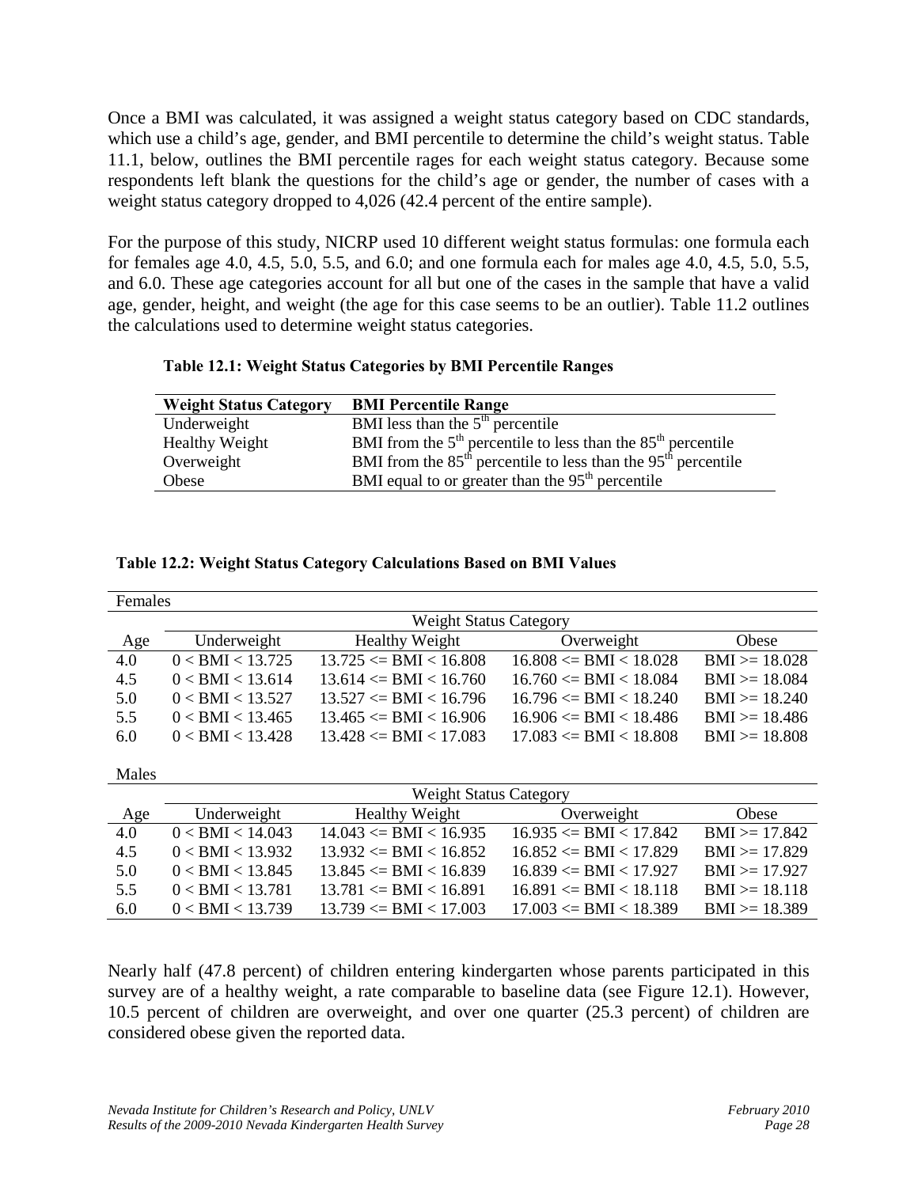Once a BMI was calculated, it was assigned a weight status category based on CDC standards, which use a child's age, gender, and BMI percentile to determine the child's weight status. Table 11.1, below, outlines the BMI percentile rages for each weight status category. Because some respondents left blank the questions for the child's age or gender, the number of cases with a weight status category dropped to 4,026 (42.4 percent of the entire sample).

For the purpose of this study, NICRP used 10 different weight status formulas: one formula each for females age 4.0, 4.5, 5.0, 5.5, and 6.0; and one formula each for males age 4.0, 4.5, 5.0, 5.5, and 6.0. These age categories account for all but one of the cases in the sample that have a valid age, gender, height, and weight (the age for this case seems to be an outlier). Table 11.2 outlines the calculations used to determine weight status categories.

**Table 12.1: Weight Status Categories by BMI Percentile Ranges**

| Weight Status Category | BMI Percentile Range |
|---|---|
| Underweight | BMI less than the 5th percentile |
| Healthy Weight | BMI from the 5th percentile to less than the 85th percentile |
| Overweight | BMI from the 85th percentile to less than the 95th percentile |
| Obese | BMI equal to or greater than the 95th percentile |

**Table 12.2: Weight Status Category Calculations Based on BMI Values**

| Females | | | | |
|---|---|---|---|---|
| | Weight Status Category | | | |
| Age | Underweight | Healthy Weight | Overweight | Obese |
| 4.0 | 0 < BMI < 13.725 | 13.725 <= BMI < 16.808 | 16.808 <= BMI < 18.028 | BMI >= 18.028 |
| 4.5 | 0 < BMI < 13.614 | 13.614 <= BMI < 16.760 | 16.760 <= BMI < 18.084 | BMI >= 18.084 |
| 5.0 | 0 < BMI < 13.527 | 13.527 <= BMI < 16.796 | 16.796 <= BMI < 18.240 | BMI >= 18.240 |
| 5.5 | 0 < BMI < 13.465 | 13.465 <= BMI < 16.906 | 16.906 <= BMI < 18.486 | BMI >= 18.486 |
| 6.0 | 0 < BMI < 13.428 | 13.428 <= BMI < 17.083 | 17.083 <= BMI < 18.808 | BMI >= 18.808 |

| Males | | | | |
|---|---|---|---|---|
| | Weight Status Category | | | |
| Age | Underweight | Healthy Weight | Overweight | Obese |
| 4.0 | 0 < BMI < 14.043 | 14.043 <= BMI < 16.935 | 16.935 <= BMI < 17.842 | BMI >= 17.842 |
| 4.5 | 0 < BMI < 13.932 | 13.932 <= BMI < 16.852 | 16.852 <= BMI < 17.829 | BMI >= 17.829 |
| 5.0 | 0 < BMI < 13.845 | 13.845 <= BMI < 16.839 | 16.839 <= BMI < 17.927 | BMI >= 17.927 |
| 5.5 | 0 < BMI < 13.781 | 13.781 <= BMI < 16.891 | 16.891 <= BMI < 18.118 | BMI >= 18.118 |
| 6.0 | 0 < BMI < 13.739 | 13.739 <= BMI < 17.003 | 17.003 <= BMI < 18.389 | BMI >= 18.389 |

Nearly half (47.8 percent) of children entering kindergarten whose parents participated in this survey are of a healthy weight, a rate comparable to baseline data (see Figure 12.1). However, 10.5 percent of children are overweight, and over one quarter (25.3 percent) of children are considered obese given the reported data.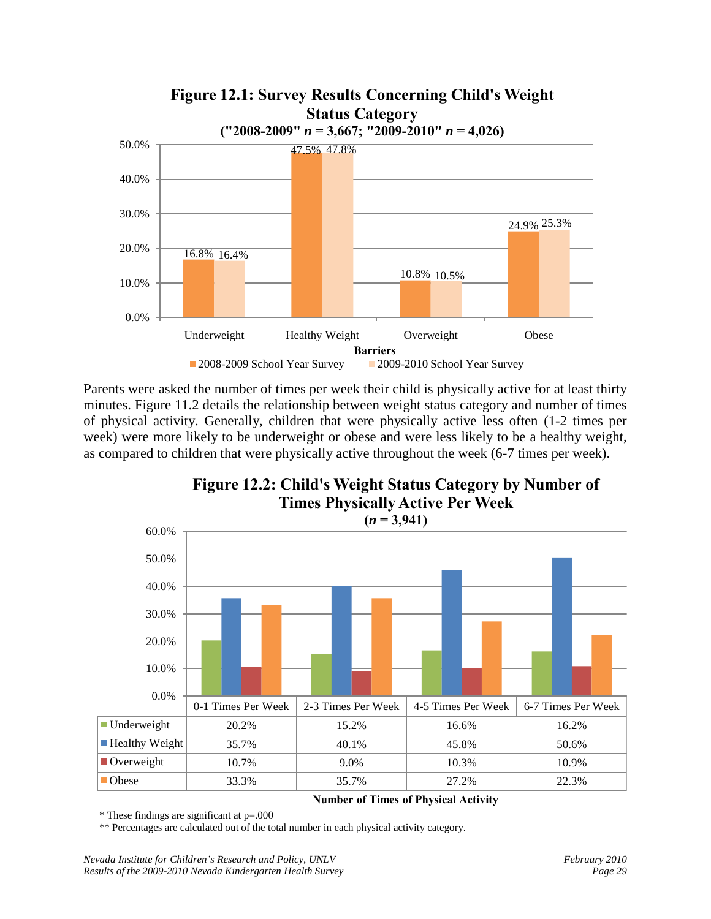**Figure 12.1: Survey Results Concerning Child's Weight Status Category**
**("2008-2009" *n* = 3,667; "2009-2010" *n* = 4,026)**

| Barriers | 2008-2009 School Year Survey | 2009-2010 School Year Survey |
|---|---|---|
| Underweight | 16.8% | 16.4% |
| Healthy Weight | 47.5% | 47.8% |
| Overweight | 10.8% | 10.5% |
| Obese | 24.9% | 25.3% |

Parents were asked the number of times per week their child is physically active for at least thirty minutes. Figure 11.2 details the relationship between weight status category and number of times of physical activity. Generally, children that were physically active less often (1-2 times per week) were more likely to be underweight or obese and were less likely to be a healthy weight, as compared to children that were physically active throughout the week (6-7 times per week).

**Figure 12.2: Child's Weight Status Category by Number of Times Physically Active Per Week**
**(*n* = 3,941)**

| | 0-1 Times Per Week | 2-3 Times Per Week | 4-5 Times Per Week | 6-7 Times Per Week |
|---|---|---|---|---|
| Underweight | 20.2% | 15.2% | 16.6% | 16.2% |
| Healthy Weight | 35.7% | 40.1% | 45.8% | 50.6% |
| Overweight | 10.7% | 9.0% | 10.3% | 10.9% |
| Obese | 33.3% | 35.7% | 27.2% | 22.3% |

**Number of Times of Physical Activity**

\* These findings are significant at p=.000

\*\* Percentages are calculated out of the total number in each physical activity category.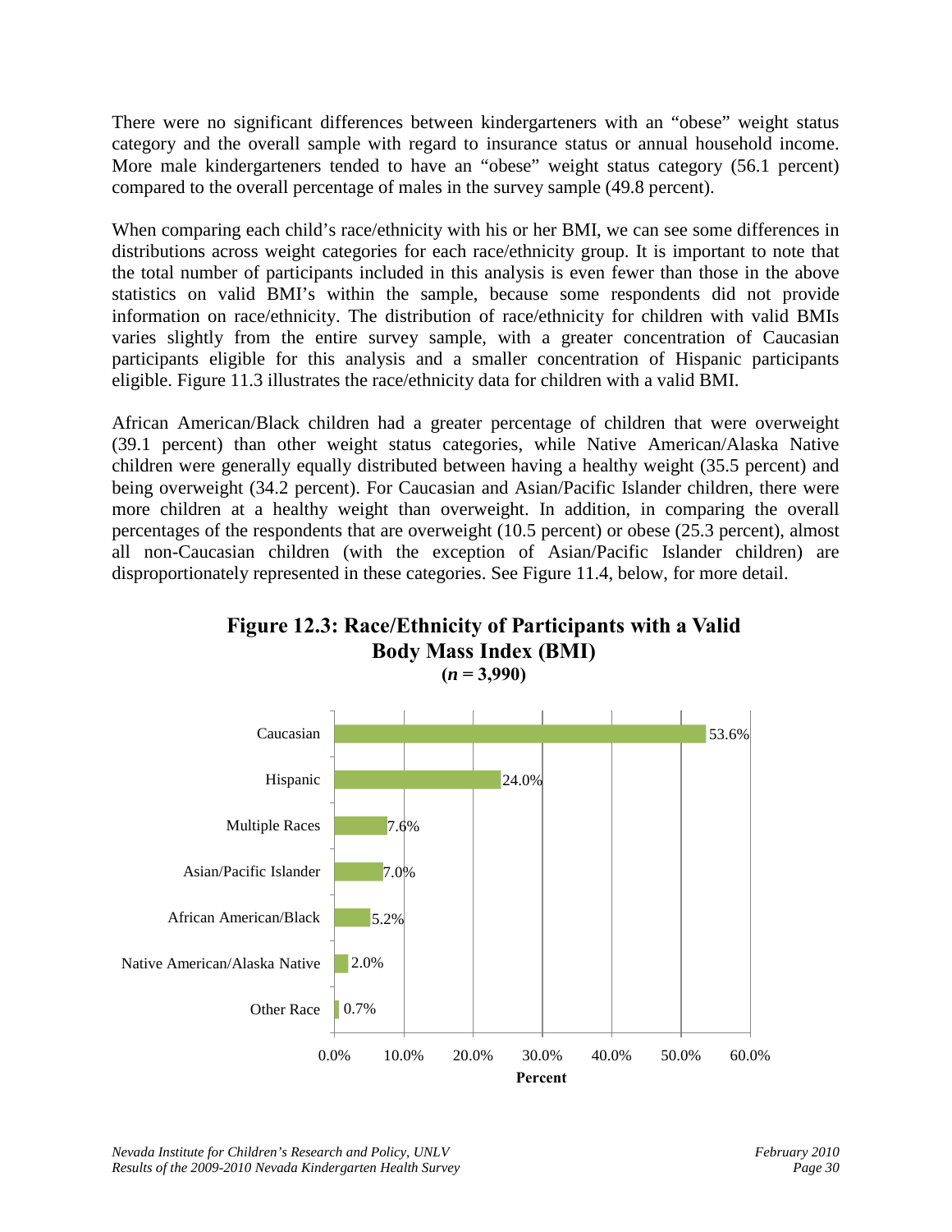There were no significant differences between kindergarteners with an "obese" weight status category and the overall sample with regard to insurance status or annual household income. More male kindergarteners tended to have an "obese" weight status category (56.1 percent) compared to the overall percentage of males in the survey sample (49.8 percent).

When comparing each child's race/ethnicity with his or her BMI, we can see some differences in distributions across weight categories for each race/ethnicity group. It is important to note that the total number of participants included in this analysis is even fewer than those in the above statistics on valid BMI's within the sample, because some respondents did not provide information on race/ethnicity. The distribution of race/ethnicity for children with valid BMIs varies slightly from the entire survey sample, with a greater concentration of Caucasian participants eligible for this analysis and a smaller concentration of Hispanic participants eligible. Figure 11.3 illustrates the race/ethnicity data for children with a valid BMI.

African American/Black children had a greater percentage of children that were overweight (39.1 percent) than other weight status categories, while Native American/Alaska Native children were generally equally distributed between having a healthy weight (35.5 percent) and being overweight (34.2 percent). For Caucasian and Asian/Pacific Islander children, there were more children at a healthy weight than overweight. In addition, in comparing the overall percentages of the respondents that are overweight (10.5 percent) or obese (25.3 percent), almost all non-Caucasian children (with the exception of Asian/Pacific Islander children) are disproportionately represented in these categories. See Figure 11.4, below, for more detail.

**Figure 12.3: Race/Ethnicity of Participants with a Valid Body Mass Index (BMI)**
**($n$ = 3,990)**

| Race/Ethnicity | Percent |
|---|---|
| Caucasian | 53.6% |
| Hispanic | 24.0% |
| Multiple Races | 7.6% |
| Asian/Pacific Islander | 7.0% |
| African American/Black | 5.2% |
| Native American/Alaska Native | 2.0% |
| Other Race | 0.7% |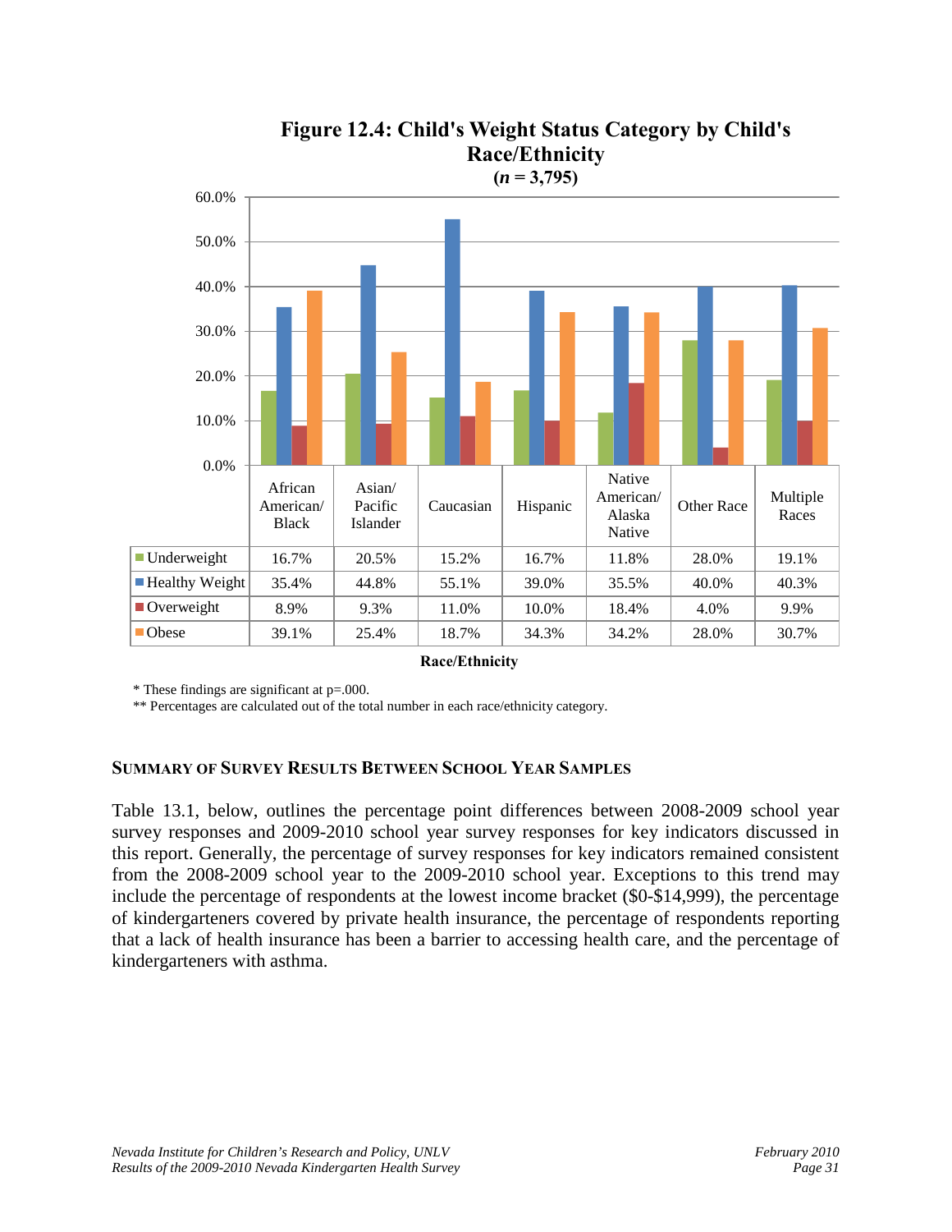**Figure 12.4: Child's Weight Status Category by Child's Race/Ethnicity**
**($n$ = 3,795)**

| | African American/ Black | Asian/ Pacific Islander | Caucasian | Hispanic | Native American/ Alaska Native | Other Race | Multiple Races |
|---|---|---|---|---|---|---|---|
| Underweight | 16.7% | 20.5% | 15.2% | 16.7% | 11.8% | 28.0% | 19.1% |
| Healthy Weight | 35.4% | 44.8% | 55.1% | 39.0% | 35.5% | 40.0% | 40.3% |
| Overweight | 8.9% | 9.3% | 11.0% | 10.0% | 18.4% | 4.0% | 9.9% |
| Obese | 39.1% | 25.4% | 18.7% | 34.3% | 34.2% | 28.0% | 30.7% |

**Race/Ethnicity**

* These findings are significant at p=.000.

** Percentages are calculated out of the total number in each race/ethnicity category.

## Summary of Survey Results Between School Year Samples

Table 13.1, below, outlines the percentage point differences between 2008-2009 school year survey responses and 2009-2010 school year survey responses for key indicators discussed in this report. Generally, the percentage of survey responses for key indicators remained consistent from the 2008-2009 school year to the 2009-2010 school year. Exceptions to this trend may include the percentage of respondents at the lowest income bracket ($0-$14,999), the percentage of kindergarteners covered by private health insurance, the percentage of respondents reporting that a lack of health insurance has been a barrier to accessing health care, and the percentage of kindergarteners with asthma.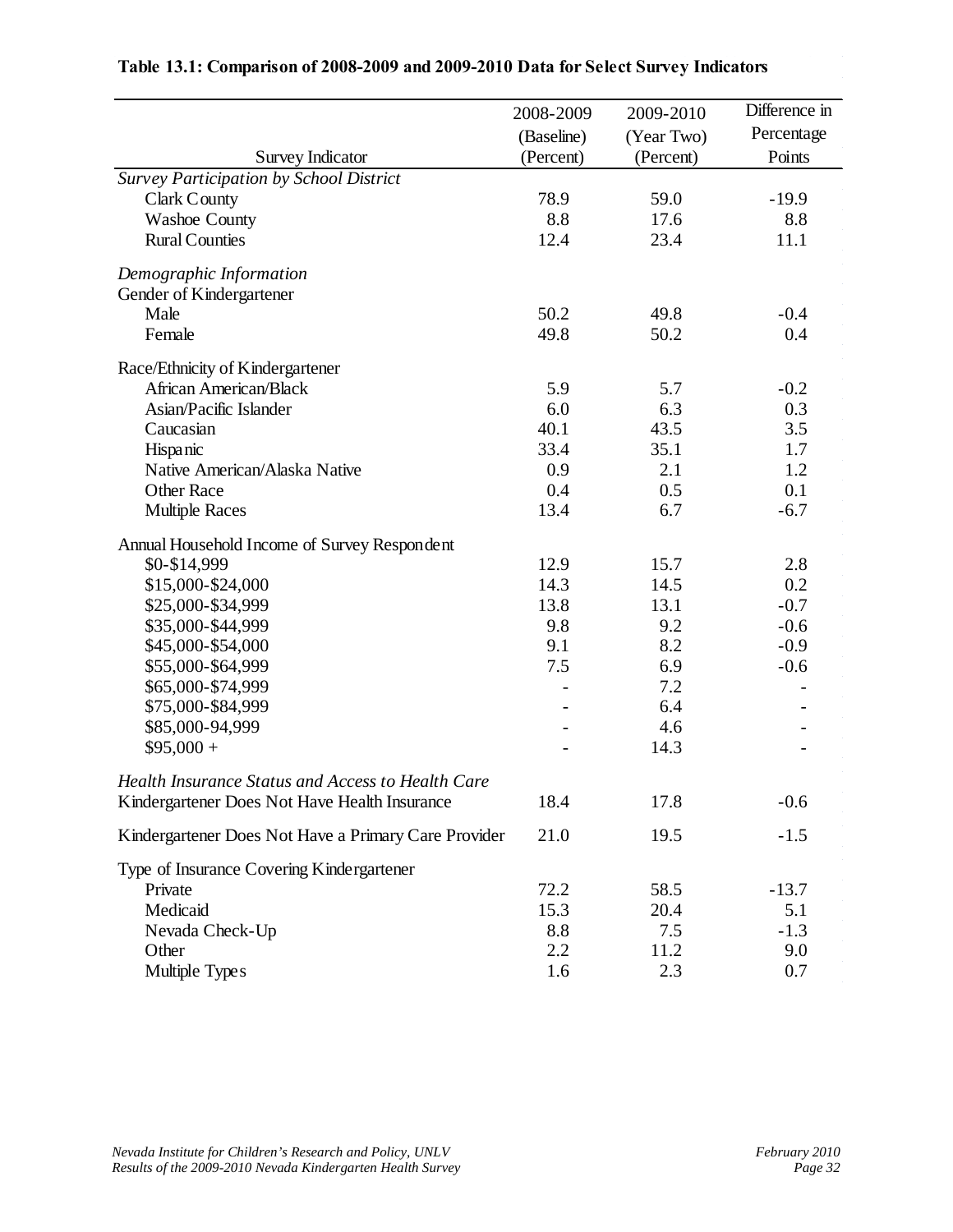**Table 13.1: Comparison of 2008-2009 and 2009-2010 Data for Select Survey Indicators**

| Survey Indicator | 2008-2009 (Baseline) (Percent) | 2009-2010 (Year Two) (Percent) | Difference in Percentage Points |
|---|---|---|---|
| *Survey Participation by School District* | | | |
| Clark County | 78.9 | 59.0 | -19.9 |
| Washoe County | 8.8 | 17.6 | 8.8 |
| Rural Counties | 12.4 | 23.4 | 11.1 |
| *Demographic Information* | | | |
| Gender of Kindergartener | | | |
| Male | 50.2 | 49.8 | -0.4 |
| Female | 49.8 | 50.2 | 0.4 |
| Race/Ethnicity of Kindergartener | | | |
| African American/Black | 5.9 | 5.7 | -0.2 |
| Asian/Pacific Islander | 6.0 | 6.3 | 0.3 |
| Caucasian | 40.1 | 43.5 | 3.5 |
| Hispanic | 33.4 | 35.1 | 1.7 |
| Native American/Alaska Native | 0.9 | 2.1 | 1.2 |
| Other Race | 0.4 | 0.5 | 0.1 |
| Multiple Races | 13.4 | 6.7 | -6.7 |
| Annual Household Income of Survey Respondent | | | |
| $0-$14,999 | 12.9 | 15.7 | 2.8 |
| $15,000-$24,000 | 14.3 | 14.5 | 0.2 |
| $25,000-$34,999 | 13.8 | 13.1 | -0.7 |
| $35,000-$44,999 | 9.8 | 9.2 | -0.6 |
| $45,000-$54,000 | 9.1 | 8.2 | -0.9 |
| $55,000-$64,999 | 7.5 | 6.9 | -0.6 |
| $65,000-$74,999 | - | 7.2 | - |
| $75,000-$84,999 | - | 6.4 | - |
| $85,000-94,999 | - | 4.6 | - |
| $95,000 + | - | 14.3 | - |
| *Health Insurance Status and Access to Health Care* | | | |
| Kindergartener Does Not Have Health Insurance | 18.4 | 17.8 | -0.6 |
| Kindergartener Does Not Have a Primary Care Provider | 21.0 | 19.5 | -1.5 |
| Type of Insurance Covering Kindergartener | | | |
| Private | 72.2 | 58.5 | -13.7 |
| Medicaid | 15.3 | 20.4 | 5.1 |
| Nevada Check-Up | 8.8 | 7.5 | -1.3 |
| Other | 2.2 | 11.2 | 9.0 |
| Multiple Types | 1.6 | 2.3 | 0.7 |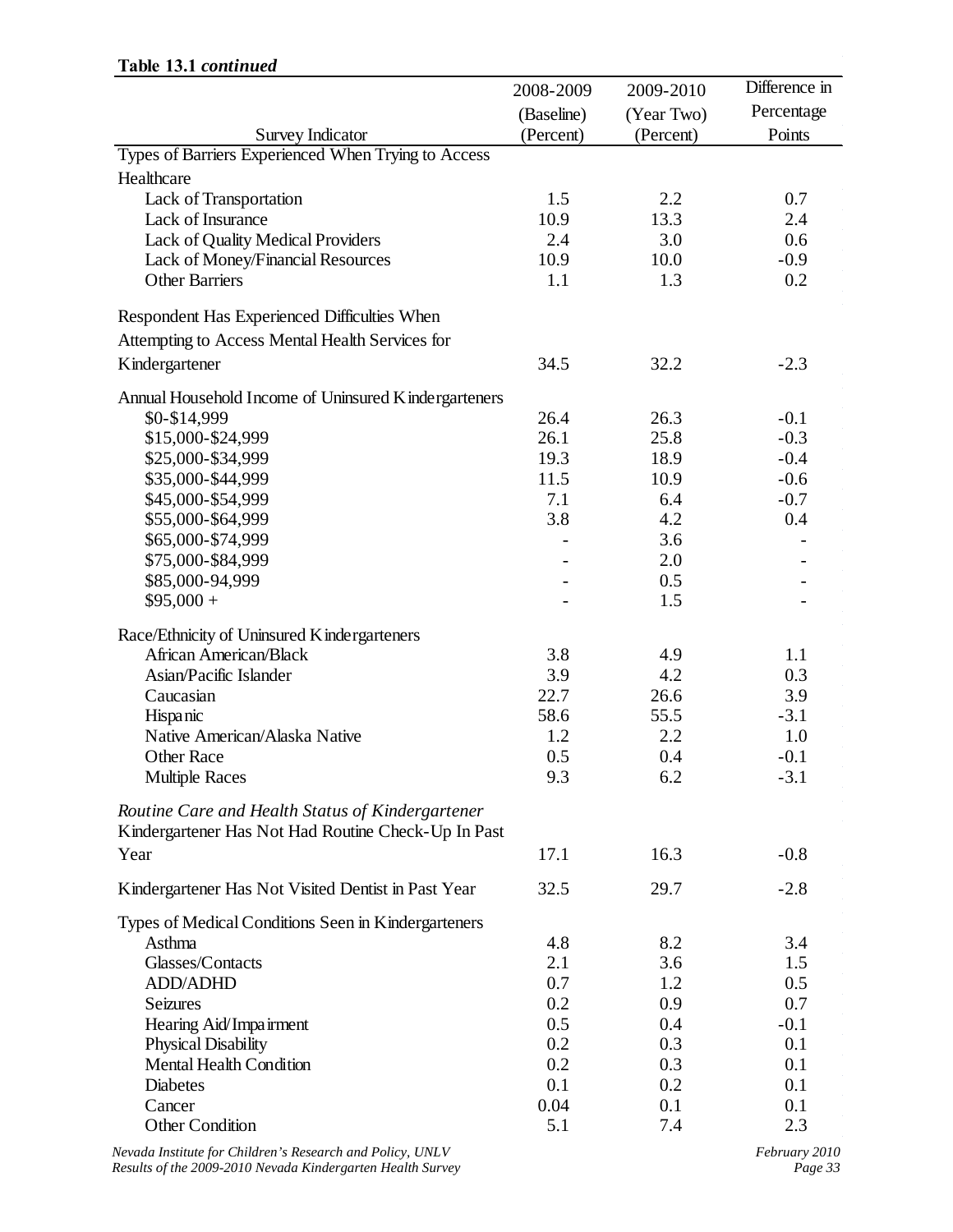**Table 13.1 *continued***

| Survey Indicator | 2008-2009 (Baseline) (Percent) | 2009-2010 (Year Two) (Percent) | Difference in Percentage Points |
|---|---|---|---|
| Types of Barriers Experienced When Trying to Access Healthcare | | | |
| Lack of Transportation | 1.5 | 2.2 | 0.7 |
| Lack of Insurance | 10.9 | 13.3 | 2.4 |
| Lack of Quality Medical Providers | 2.4 | 3.0 | 0.6 |
| Lack of Money/Financial Resources | 10.9 | 10.0 | -0.9 |
| Other Barriers | 1.1 | 1.3 | 0.2 |
| Respondent Has Experienced Difficulties When Attempting to Access Mental Health Services for Kindergartener | 34.5 | 32.2 | -2.3 |
| Annual Household Income of Uninsured Kindergarteners | | | |
| $0-$14,999 | 26.4 | 26.3 | -0.1 |
| $15,000-$24,999 | 26.1 | 25.8 | -0.3 |
| $25,000-$34,999 | 19.3 | 18.9 | -0.4 |
| $35,000-$44,999 | 11.5 | 10.9 | -0.6 |
| $45,000-$54,999 | 7.1 | 6.4 | -0.7 |
| $55,000-$64,999 | 3.8 | 4.2 | 0.4 |
| $65,000-$74,999 | - | 3.6 | - |
| $75,000-$84,999 | - | 2.0 | - |
| $85,000-94,999 | - | 0.5 | - |
| $95,000 + | - | 1.5 | - |
| Race/Ethnicity of Uninsured Kindergarteners | | | |
| African American/Black | 3.8 | 4.9 | 1.1 |
| Asian/Pacific Islander | 3.9 | 4.2 | 0.3 |
| Caucasian | 22.7 | 26.6 | 3.9 |
| Hispanic | 58.6 | 55.5 | -3.1 |
| Native American/Alaska Native | 1.2 | 2.2 | 1.0 |
| Other Race | 0.5 | 0.4 | -0.1 |
| Multiple Races | 9.3 | 6.2 | -3.1 |
| *Routine Care and Health Status of Kindergartener* | | | |
| Kindergartener Has Not Had Routine Check-Up In Past Year | 17.1 | 16.3 | -0.8 |
| Kindergartener Has Not Visited Dentist in Past Year | 32.5 | 29.7 | -2.8 |
| Types of Medical Conditions Seen in Kindergarteners | | | |
| Asthma | 4.8 | 8.2 | 3.4 |
| Glasses/Contacts | 2.1 | 3.6 | 1.5 |
| ADD/ADHD | 0.7 | 1.2 | 0.5 |
| Seizures | 0.2 | 0.9 | 0.7 |
| Hearing Aid/Impairment | 0.5 | 0.4 | -0.1 |
| Physical Disability | 0.2 | 0.3 | 0.1 |
| Mental Health Condition | 0.2 | 0.3 | 0.1 |
| Diabetes | 0.1 | 0.2 | 0.1 |
| Cancer | 0.04 | 0.1 | 0.1 |
| Other Condition | 5.1 | 7.4 | 2.3 |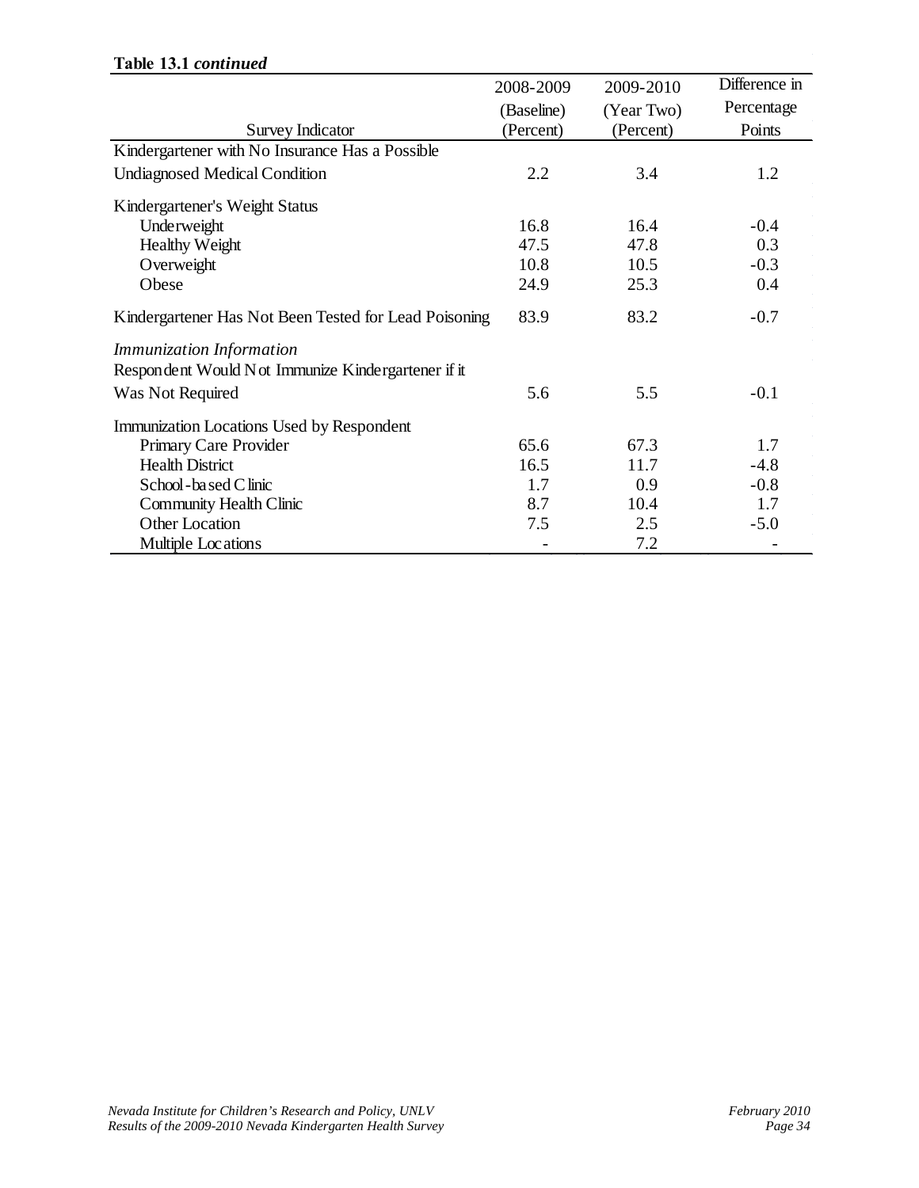**Table 13.1 *continued***

| Survey Indicator | 2008-2009 (Baseline) (Percent) | 2009-2010 (Year Two) (Percent) | Difference in Percentage Points |
|---|---|---|---|
| Kindergartener with No Insurance Has a Possible Undiagnosed Medical Condition | 2.2 | 3.4 | 1.2 |
| Kindergartener's Weight Status | | | |
| Underweight | 16.8 | 16.4 | -0.4 |
| Healthy Weight | 47.5 | 47.8 | 0.3 |
| Overweight | 10.8 | 10.5 | -0.3 |
| Obese | 24.9 | 25.3 | 0.4 |
| Kindergartener Has Not Been Tested for Lead Poisoning | 83.9 | 83.2 | -0.7 |
| *Immunization Information* | | | |
| Respondent Would Not Immunize Kindergartener if it Was Not Required | 5.6 | 5.5 | -0.1 |
| Immunization Locations Used by Respondent | | | |
| Primary Care Provider | 65.6 | 67.3 | 1.7 |
| Health District | 16.5 | 11.7 | -4.8 |
| School-based Clinic | 1.7 | 0.9 | -0.8 |
| Community Health Clinic | 8.7 | 10.4 | 1.7 |
| Other Location | 7.5 | 2.5 | -5.0 |
| Multiple Locations | - | 7.2 | - |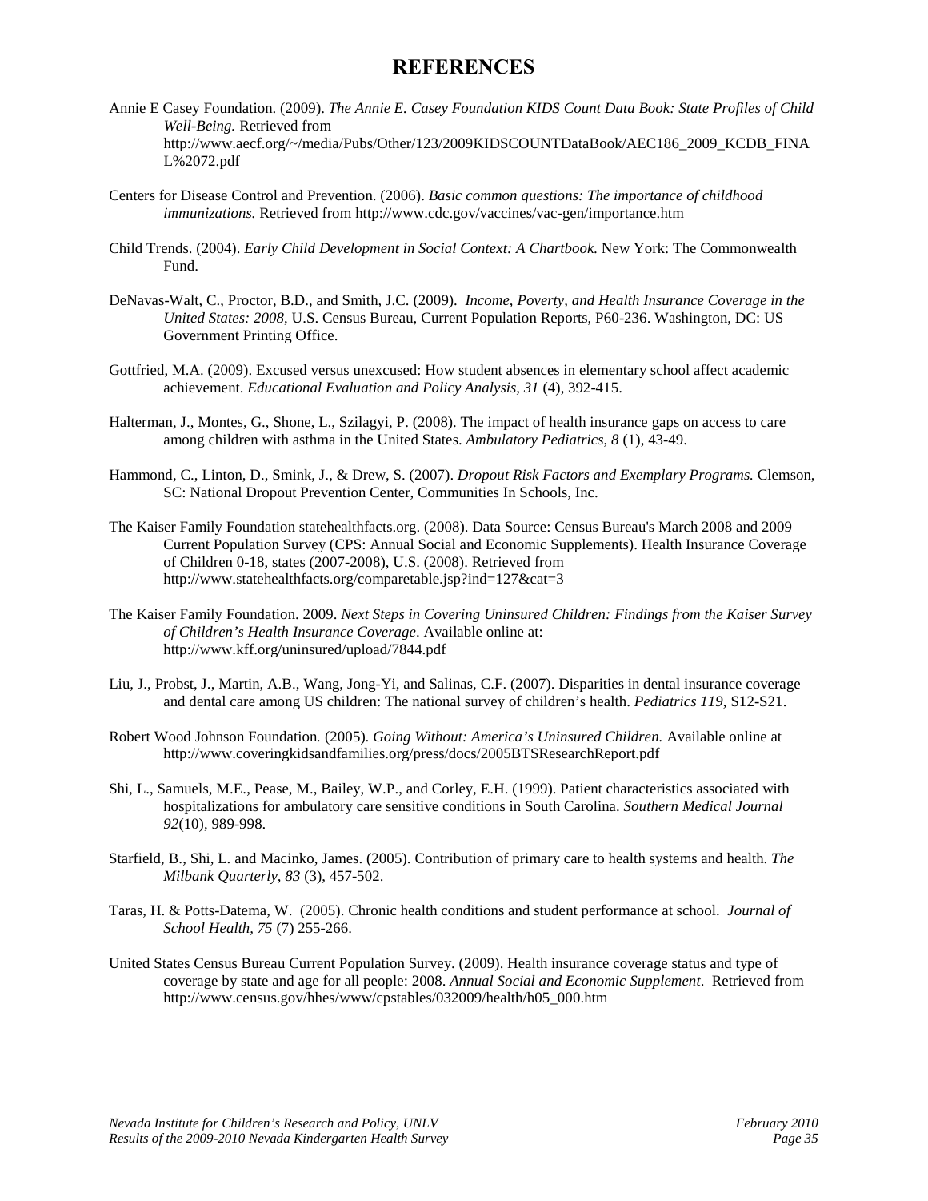# REFERENCES

Annie E Casey Foundation. (2009). *The Annie E. Casey Foundation KIDS Count Data Book: State Profiles of Child Well-Being.* Retrieved from http://www.aecf.org/~/media/Pubs/Other/123/2009KIDSCOUNTDataBook/AEC186_2009_KCDB_FINAL%2072.pdf

Centers for Disease Control and Prevention. (2006). *Basic common questions: The importance of childhood immunizations.* Retrieved from http://www.cdc.gov/vaccines/vac-gen/importance.htm

Child Trends. (2004). *Early Child Development in Social Context: A Chartbook.* New York: The Commonwealth Fund.

DeNavas-Walt, C., Proctor, B.D., and Smith, J.C. (2009). *Income, Poverty, and Health Insurance Coverage in the United States: 2008*, U.S. Census Bureau, Current Population Reports, P60-236. Washington, DC: US Government Printing Office.

Gottfried, M.A. (2009). Excused versus unexcused: How student absences in elementary school affect academic achievement. *Educational Evaluation and Policy Analysis, 31* (4), 392-415.

Halterman, J., Montes, G., Shone, L., Szilagyi, P. (2008). The impact of health insurance gaps on access to care among children with asthma in the United States. *Ambulatory Pediatrics, 8* (1), 43-49.

Hammond, C., Linton, D., Smink, J., & Drew, S. (2007). *Dropout Risk Factors and Exemplary Programs.* Clemson, SC: National Dropout Prevention Center, Communities In Schools, Inc.

The Kaiser Family Foundation statehealthfacts.org. (2008). Data Source: Census Bureau's March 2008 and 2009 Current Population Survey (CPS: Annual Social and Economic Supplements). Health Insurance Coverage of Children 0-18, states (2007-2008), U.S. (2008). Retrieved from http://www.statehealthfacts.org/comparetable.jsp?ind=127&cat=3

The Kaiser Family Foundation. 2009. *Next Steps in Covering Uninsured Children: Findings from the Kaiser Survey of Children's Health Insurance Coverage*. Available online at: http://www.kff.org/uninsured/upload/7844.pdf

Liu, J., Probst, J., Martin, A.B., Wang, Jong-Yi, and Salinas, C.F. (2007). Disparities in dental insurance coverage and dental care among US children: The national survey of children's health. *Pediatrics 119*, S12-S21.

Robert Wood Johnson Foundation*.* (2005). *Going Without: America's Uninsured Children.* Available online at http://www.coveringkidsandfamilies.org/press/docs/2005BTSResearchReport.pdf

Shi, L., Samuels, M.E., Pease, M., Bailey, W.P., and Corley, E.H. (1999). Patient characteristics associated with hospitalizations for ambulatory care sensitive conditions in South Carolina. *Southern Medical Journal 92*(10), 989-998.

Starfield, B., Shi, L. and Macinko, James. (2005). Contribution of primary care to health systems and health. *The Milbank Quarterly, 83* (3), 457-502.

Taras, H. & Potts-Datema, W. (2005). Chronic health conditions and student performance at school. *Journal of School Health, 75* (7) 255-266.

United States Census Bureau Current Population Survey. (2009). Health insurance coverage status and type of coverage by state and age for all people: 2008. *Annual Social and Economic Supplement*. Retrieved from http://www.census.gov/hhes/www/cpstables/032009/health/h05_000.htm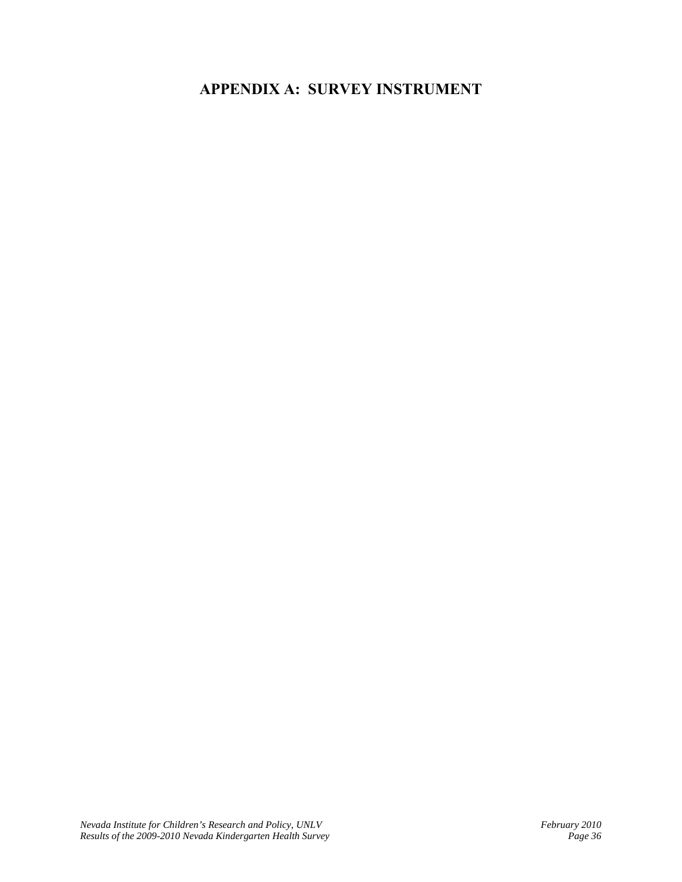# APPENDIX A: SURVEY INSTRUMENT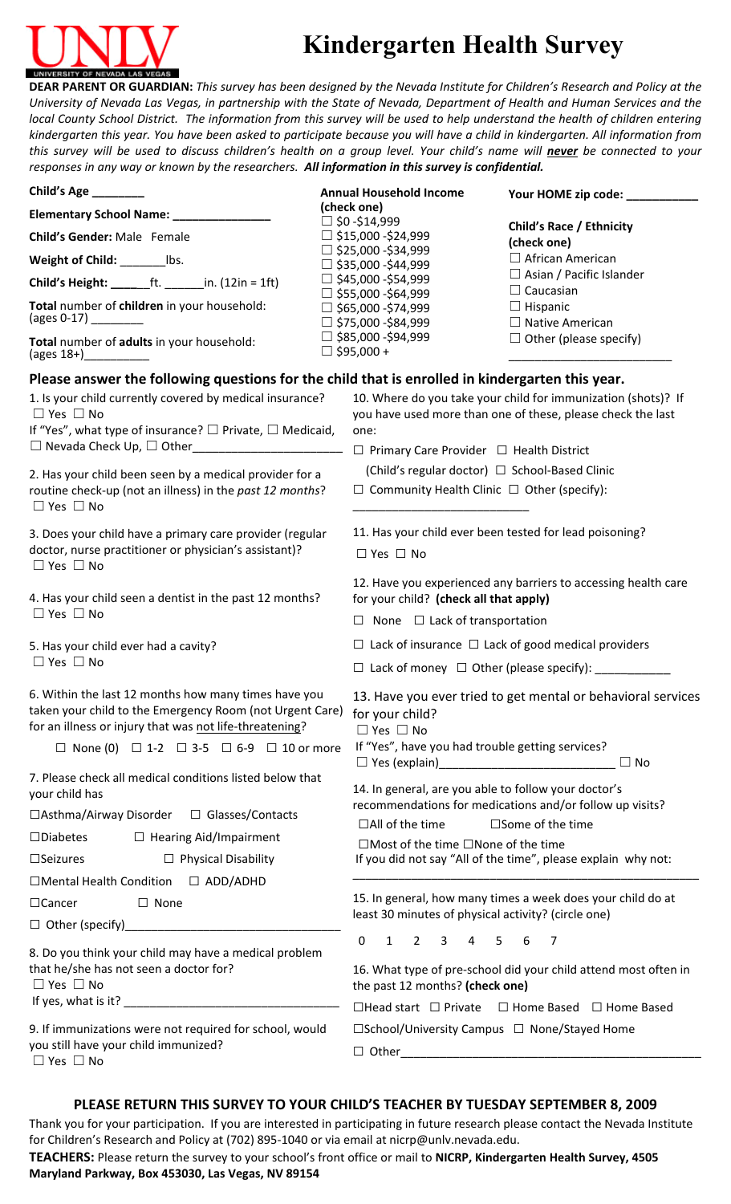# Kindergarten Health Survey

**DEAR PARENT OR GUARDIAN:** *This survey has been designed by the Nevada Institute for Children's Research and Policy at the University of Nevada Las Vegas, in partnership with the State of Nevada, Department of Health and Human Services and the local County School District. The information from this survey will be used to help understand the health of children entering kindergarten this year. You have been asked to participate because you will have a child in kindergarten. All information from this survey will be used to discuss children's health on a group level. Your child's name will **never** be connected to your responses in any way or known by the researchers.* ***All information in this survey is confidential.***

**Child's Age** ________

**Elementary School Name:** _______________

**Child's Gender:** Male Female

**Weight of Child:** _______lbs.

**Child's Height:** ______ft. ______in. (12in = 1ft)

**Total** number of **children** in your household: (ages 0-17) ________

**Total** number of **adults** in your household: (ages 18+)__________

**Annual Household Income (check one)**
- ☐ $0 -$14,999
- ☐ $15,000 -$24,999
- ☐ $25,000 -$34,999
- ☐ $35,000 -$44,999
- ☐ $45,000 -$54,999
- ☐ $55,000 -$64,999
- ☐ $65,000 -$74,999
- ☐ $75,000 -$84,999
- ☐ $85,000 -$94,999
- ☐ $95,000 +

**Your HOME zip code:** ___________

**Child's Race / Ethnicity (check one)**
- ☐ African American
- ☐ Asian / Pacific Islander
- ☐ Caucasian
- ☐ Hispanic
- ☐ Native American
- ☐ Other (please specify) ________________________

## Please answer the following questions for the child that is enrolled in kindergarten this year.

1. Is your child currently covered by medical insurance?
☐ Yes ☐ No
If "Yes", what type of insurance? ☐ Private, ☐ Medicaid, ☐ Nevada Check Up, ☐ Other______________________

2. Has your child been seen by a medical provider for a routine check-up (not an illness) in the *past 12 months*?
☐ Yes ☐ No

3. Does your child have a primary care provider (regular doctor, nurse practitioner or physician's assistant)?
☐ Yes ☐ No

4. Has your child seen a dentist in the past 12 months?
☐ Yes ☐ No

5. Has your child ever had a cavity?
☐ Yes ☐ No

6. Within the last 12 months how many times have you taken your child to the Emergency Room (not Urgent Care) for an illness or injury that was <u>not life-threatening</u>?
☐ None (0) ☐ 1-2 ☐ 3-5 ☐ 6-9 ☐ 10 or more

7. Please check all medical conditions listed below that your child has
☐Asthma/Airway Disorder ☐ Glasses/Contacts
☐Diabetes ☐ Hearing Aid/Impairment
☐Seizures ☐ Physical Disability
☐Mental Health Condition ☐ ADD/ADHD
☐Cancer ☐ None
☐ Other (specify)_______________________________

8. Do you think your child may have a medical problem that he/she has not seen a doctor for?
☐ Yes ☐ No
If yes, what is it? _________________________________

9. If immunizations were not required for school, would you still have your child immunized?
☐ Yes ☐ No

10. Where do you take your child for immunization (shots)? If you have used more than one of these, please check the last one:
☐ Primary Care Provider (Child's regular doctor) ☐ Health District
☐ School-Based Clinic
☐ Community Health Clinic ☐ Other (specify): __________________________

11. Has your child ever been tested for lead poisoning?
☐ Yes ☐ No

12. Have you experienced any barriers to accessing health care for your child? **(check all that apply)**
☐ None ☐ Lack of transportation
☐ Lack of insurance ☐ Lack of good medical providers
☐ Lack of money ☐ Other (please specify): ___________

13. Have you ever tried to get mental or behavioral services for your child?
☐ Yes ☐ No
If "Yes", have you had trouble getting services?
☐ Yes (explain)__________________________ ☐ No

14. In general, are you able to follow your doctor's recommendations for medications and/or follow up visits?
☐All of the time ☐Some of the time
☐Most of the time ☐None of the time
If you did not say "All of the time", please explain why not: _____________________________________________________

15. In general, how many times a week does your child do at least 30 minutes of physical activity? (circle one)
0 1 2 3 4 5 6 7

16. What type of pre-school did your child attend most often in the past 12 months? **(check one)**
☐Head start ☐ Private ☐ Home Based ☐ Home Based
☐School/University Campus ☐ None/Stayed Home
☐ Other_____________________________________________

### PLEASE RETURN THIS SURVEY TO YOUR CHILD'S TEACHER BY TUESDAY SEPTEMBER 8, 2009

Thank you for your participation. If you are interested in participating in future research please contact the Nevada Institute for Children's Research and Policy at (702) 895-1040 or via email at nicrp@unlv.nevada.edu.

**TEACHERS:** Please return the survey to your school's front office or mail to **NICRP, Kindergarten Health Survey, 4505 Maryland Parkway, Box 453030, Las Vegas, NV 89154**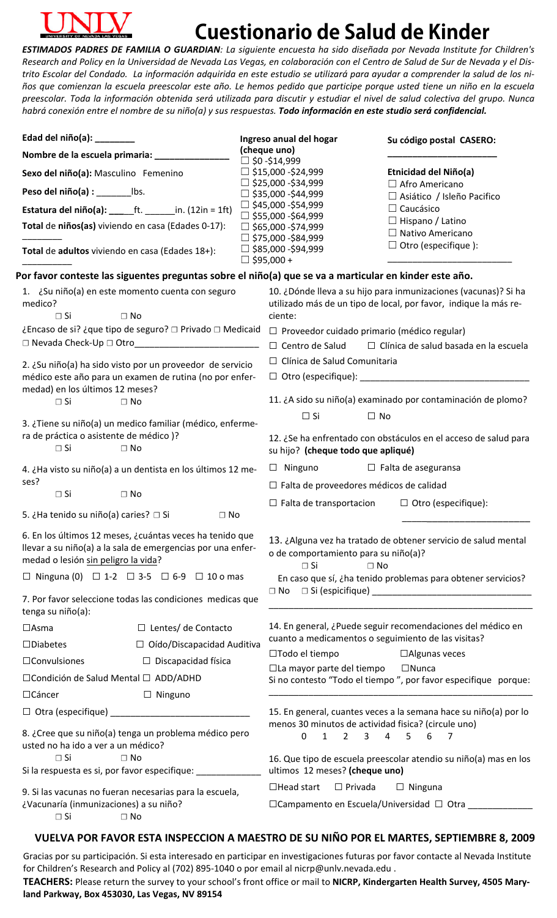UNLV

# Cuestionario de Salud de Kinder

***ESTIMADOS PADRES DE FAMILIA O GUARDIAN**: La siguiente encuesta ha sido diseñada por Nevada Institute for Children's Research and Policy en la Universidad de Nevada Las Vegas, en colaboración con el Centro de Salud de Sur de Nevada y el Distrito Escolar del Condado. La información adquirida en este estudio se utilizará para ayudar a comprender la salud de los niños que comienzan la escuela preescolar este año. Le hemos pedido que participe porque usted tiene un niño en la escuela preescolar. Toda la información obtenida será utilizada para discutir y estudiar el nivel de salud colectiva del grupo. Nunca habrá conexión entre el nombre de su niño(a) y sus respuestas. **Todo información en este studio será confidencial.***

**Edad del niño(a):** ________

**Nombre de la escuela primaria:** _______________

**Sexo del niño(a):** Masculino Femenino

**Peso del niño(a) :** _______lbs.

**Estatura del niño(a):** _____ft. ______in. (12in = 1ft)

**Total** de **niños(as)** viviendo en casa (Edades 0-17): ________

**Total** de **adultos** viviendo en casa (Edades 18+): __________

**Ingreso anual del hogar (cheque uno)**
- ☐ $0 -$14,999
- ☐ $15,000 -$24,999
- ☐ $25,000 -$34,999
- ☐ $35,000 -$44,999
- ☐ $45,000 -$54,999
- ☐ $55,000 -$64,999
- ☐ $65,000 -$74,999
- ☐ $75,000 -$84,999
- ☐ $85,000 -$94,999
- ☐ $95,000 +

**Su código postal CASERO:** ______________________

**Etnicidad del Niño(a)**
- ☐ Afro Americano
- ☐ Asiático / Isleño Pacifico
- ☐ Caucásico
- ☐ Hispano / Latino
- ☐ Nativo Americano
- ☐ Otro (especifique ): ________________________

**Por favor conteste las siguentes preguntas sobre el niño(a) que se va a marticular en kinder este año.**

1. ¿Su niño(a) en este momento cuenta con seguro medico?
   ☐ Si ☐ No

   ¿Encaso de si? ¿que tipo de seguro? ☐ Privado ☐ Medicaid ☐ Nevada Check-Up ☐ Otro________________________

2. ¿Su niño(a) ha sido visto por un proveedor de servicio médico este año para un examen de rutina (no por enfermedad) en los últimos 12 meses?
   ☐ Si ☐ No

3. ¿Tiene su niño(a) un medico familiar (médico, enfermera de práctica o asistente de médico )?
   ☐ Si ☐ No

4. ¿Ha visto su niño(a) a un dentista en los últimos 12 meses?
   ☐ Si ☐ No

5. ¿Ha tenido su niño(a) caries? ☐ Si ☐ No

6. En los últimos 12 meses, ¿cuántas veces ha tenido que llevar a su niño(a) a la sala de emergencias por una enfermedad o lesión sin peligro la vida?
   ☐ Ninguna (0) ☐ 1-2 ☐ 3-5 ☐ 6-9 ☐ 10 o mas

7. Por favor seleccione todas las condiciones medicas que tenga su niño(a):
   - ☐ Asma
   - ☐ Lentes/ de Contacto
   - ☐ Diabetes
   - ☐ Oído/Discapacidad Auditiva
   - ☐ Convulsiones
   - ☐ Discapacidad física
   - ☐ Condición de Salud Mental
   - ☐ ADD/ADHD
   - ☐ Cáncer
   - ☐ Ninguno
   - ☐ Otra (especifique) ___________________________

8. ¿Cree que su niño(a) tenga un problema médico pero usted no ha ido a ver a un médico?
   ☐ Si ☐ No

   Si la respuesta es si, por favor especifique: ____________

9. Si las vacunas no fueran necesarias para la escuela, ¿Vacunaría (inmunizaciones) a su niño?
   ☐ Si ☐ No

10. ¿Dónde lleva a su hijo para inmunizaciones (vacunas)? Si ha utilizado más de un tipo de local, por favor, indique la más reciente:
    - ☐ Proveedor cuidado primario (médico regular)
    - ☐ Centro de Salud
    - ☐ Clínica de salud basada en la escuela
    - ☐ Clínica de Salud Comunitaria
    - ☐ Otro (especifique): ________________________________

11. ¿A sido su niño(a) examinado por contaminación de plomo?
    ☐ Si ☐ No

12. ¿Se ha enfrentado con obstáculos en el acceso de salud para su hijo? **(cheque todo que apliqué)**
    - ☐ Ninguno
    - ☐ Falta de aseguransa
    - ☐ Falta de proveedores médicos de calidad
    - ☐ Falta de transportacion
    - ☐ Otro (especifique): ________________________

13. ¿Alguna vez ha tratado de obtener servicio de salud mental o de comportamiento para su niño(a)?
    ☐ Si ☐ No

    En caso que sí, ¿ha tenido problemas para obtener servicios?
    ☐ No ☐ Si (espicifique) _______________________________

14. En general, ¿Puede seguir recomendaciones del médico en cuanto a medicamentos o seguimiento de las visitas?
    - ☐ Todo el tiempo
    - ☐ Algunas veces
    - ☐ La mayor parte del tiempo
    - ☐ Nunca

    Si no contesto "Todo el tiempo ", por favor especifique porque: ____________________________________________________

15. En general, cuantes veces a la semana hace su niño(a) por lo menos 30 minutos de actividad fisica? (circule uno)
    0 1 2 3 4 5 6 7

16. Que tipo de escuela preescolar atendio su niño(a) mas en los ultimos 12 meses? **(cheque uno)**
    - ☐ Head start
    - ☐ Privada
    - ☐ Ninguna
    - ☐ Campamento en Escuela/Universidad
    - ☐ Otra ____________

**VUELVA POR FAVOR ESTA INSPECCION A MAESTRO DE SU NIÑO POR EL MARTES, SEPTIEMBRE 8, 2009**

Gracias por su participación. Si esta interesado en participar en investigaciones futuras por favor contacte al Nevada Institute for Children's Research and Policy al (702) 895-1040 o por email al nicrp@unlv.nevada.edu .

**TEACHERS:** Please return the survey to your school's front office or mail to **NICRP, Kindergarten Health Survey, 4505 Maryland Parkway, Box 453030, Las Vegas, NV 89154**